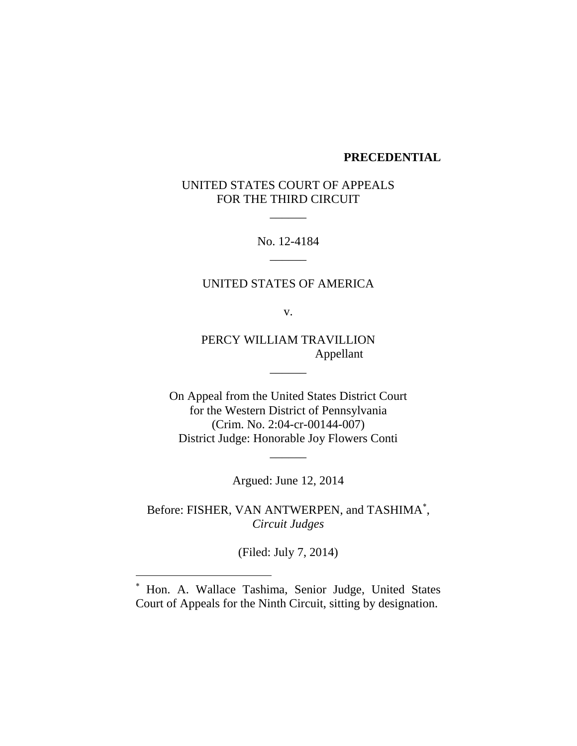**PRECEDENTIAL**

UNITED STATES COURT OF APPEALS
FOR THE THIRD CIRCUIT

\_\_\_\_\_\_

No. 12-4184

\_\_\_\_\_\_

UNITED STATES OF AMERICA

v.

PERCY WILLIAM TRAVILLION
Appellant

\_\_\_\_\_\_

On Appeal from the United States District Court
for the Western District of Pennsylvania
(Crim. No. 2:04-cr-00144-007)
District Judge: Honorable Joy Flowers Conti

\_\_\_\_\_\_

Argued: June 12, 2014

Before: FISHER, VAN ANTWERPEN, and TASHIMA*,
*Circuit Judges*

(Filed: July 7, 2014)

---

* Hon. A. Wallace Tashima, Senior Judge, United States Court of Appeals for the Ninth Circuit, sitting by designation.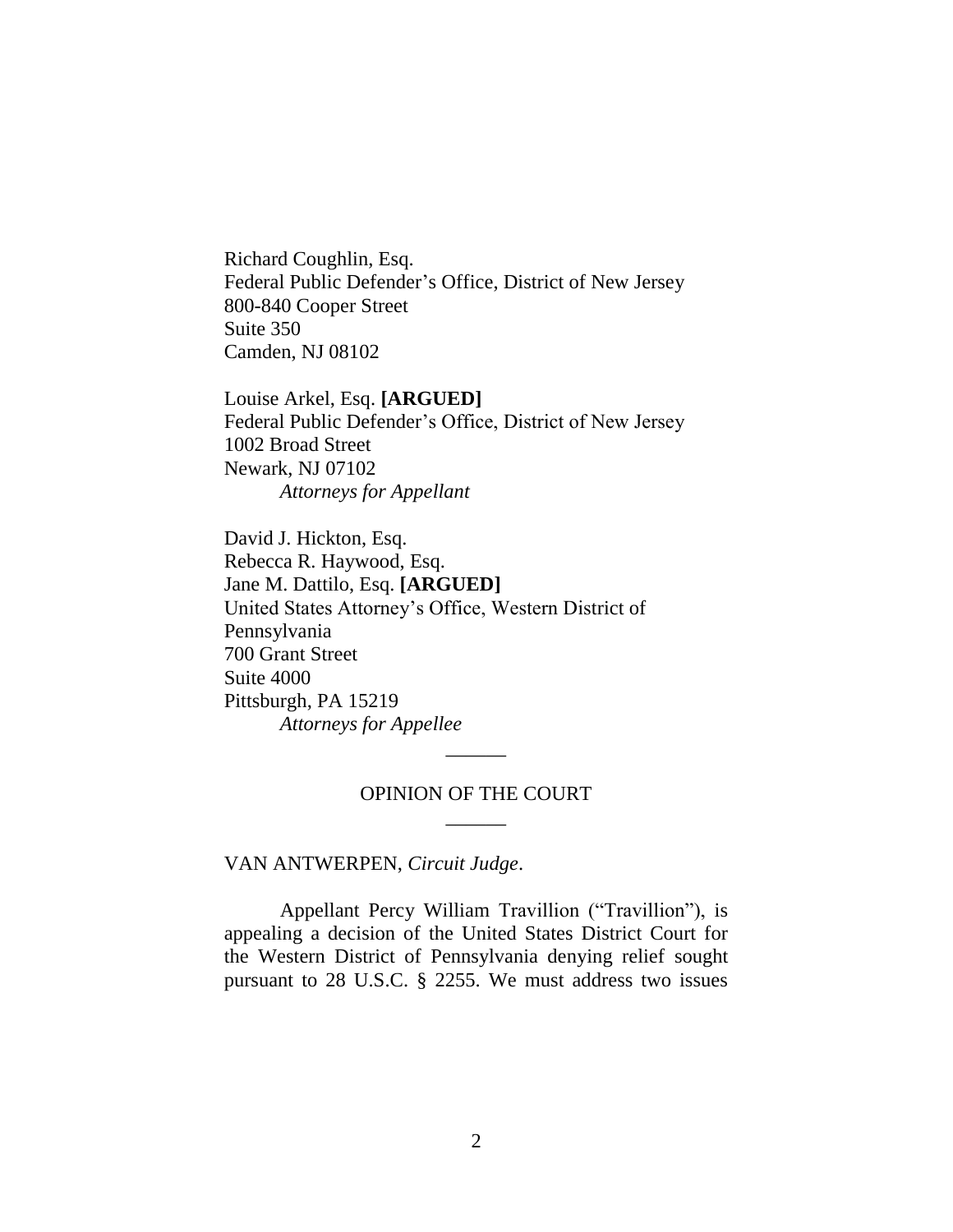Richard Coughlin, Esq.
Federal Public Defender's Office, District of New Jersey
800-840 Cooper Street
Suite 350
Camden, NJ 08102

Louise Arkel, Esq. **[ARGUED]**
Federal Public Defender's Office, District of New Jersey
1002 Broad Street
Newark, NJ 07102
*Attorneys for Appellant*

David J. Hickton, Esq.
Rebecca R. Haywood, Esq.
Jane M. Dattilo, Esq. **[ARGUED]**
United States Attorney's Office, Western District of Pennsylvania
700 Grant Street
Suite 4000
Pittsburgh, PA 15219
*Attorneys for Appellee*

______

OPINION OF THE COURT

______

VAN ANTWERPEN, *Circuit Judge*.

Appellant Percy William Travillion ("Travillion"), is appealing a decision of the United States District Court for the Western District of Pennsylvania denying relief sought pursuant to 28 U.S.C. § 2255. We must address two issues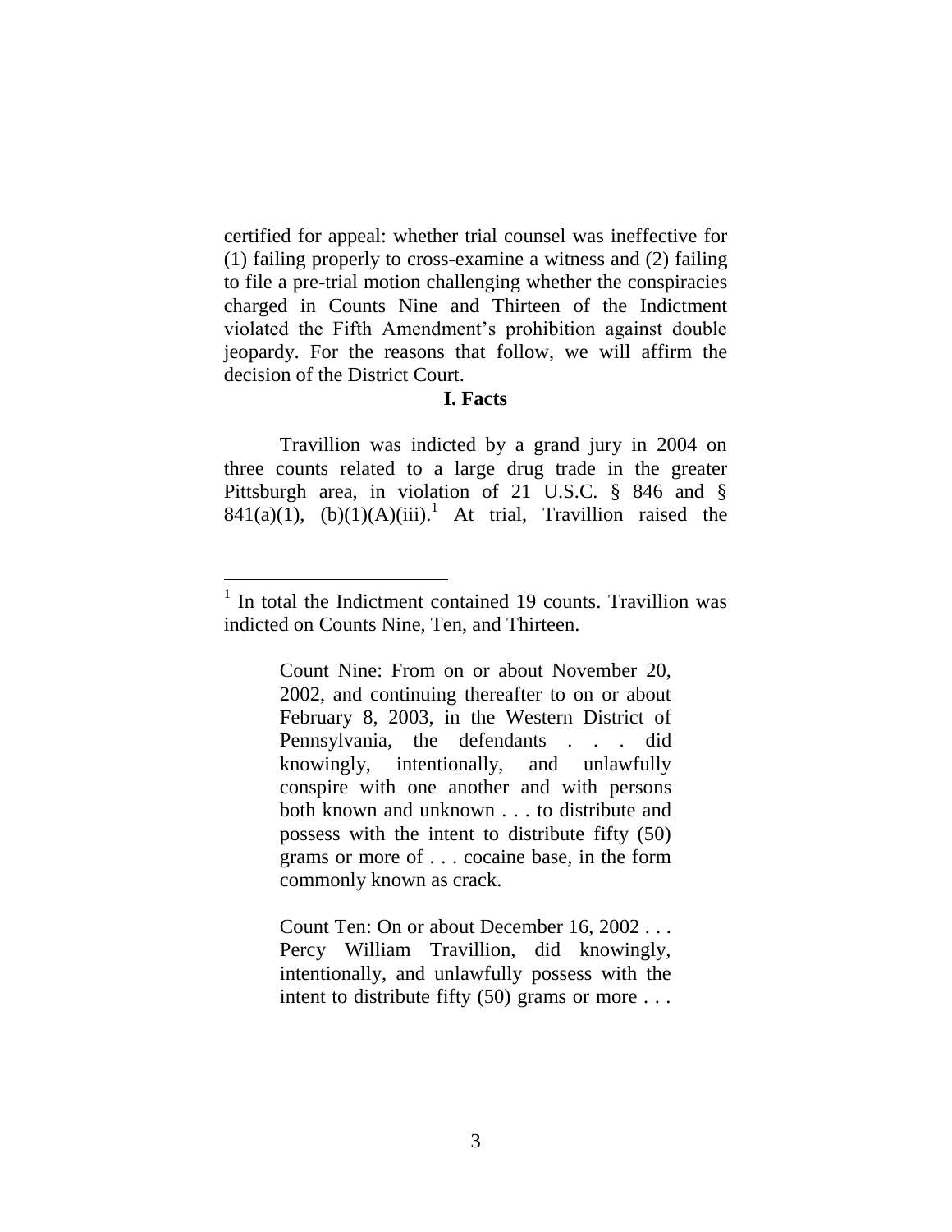certified for appeal: whether trial counsel was ineffective for (1) failing properly to cross-examine a witness and (2) failing to file a pre-trial motion challenging whether the conspiracies charged in Counts Nine and Thirteen of the Indictment violated the Fifth Amendment's prohibition against double jeopardy. For the reasons that follow, we will affirm the decision of the District Court.

**I. Facts**

Travillion was indicted by a grand jury in 2004 on three counts related to a large drug trade in the greater Pittsburgh area, in violation of 21 U.S.C. § 846 and § 841(a)(1), (b)(1)(A)(iii).[1] At trial, Travillion raised the

[1] In total the Indictment contained 19 counts. Travillion was indicted on Counts Nine, Ten, and Thirteen.

> Count Nine: From on or about November 20, 2002, and continuing thereafter to on or about February 8, 2003, in the Western District of Pennsylvania, the defendants . . . did knowingly, intentionally, and unlawfully conspire with one another and with persons both known and unknown . . . to distribute and possess with the intent to distribute fifty (50) grams or more of . . . cocaine base, in the form commonly known as crack.
>
> Count Ten: On or about December 16, 2002 . . . Percy William Travillion, did knowingly, intentionally, and unlawfully possess with the intent to distribute fifty (50) grams or more . . .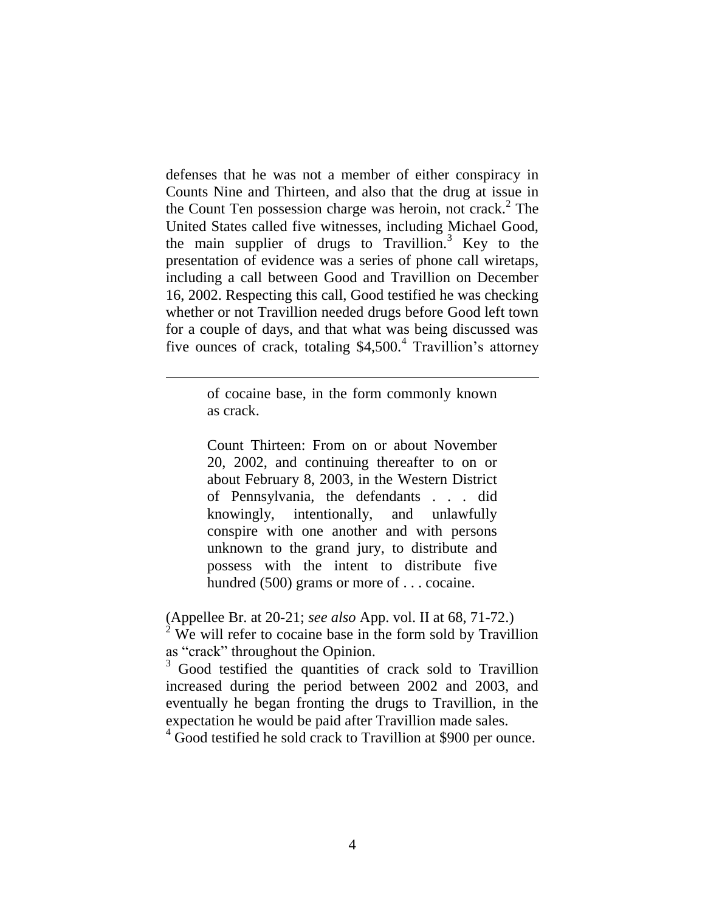defenses that he was not a member of either conspiracy in Counts Nine and Thirteen, and also that the drug at issue in the Count Ten possession charge was heroin, not crack.[2] The United States called five witnesses, including Michael Good, the main supplier of drugs to Travillion.[3] Key to the presentation of evidence was a series of phone call wiretaps, including a call between Good and Travillion on December 16, 2002. Respecting this call, Good testified he was checking whether or not Travillion needed drugs before Good left town for a couple of days, and that what was being discussed was five ounces of crack, totaling $4,500.[4] Travillion's attorney

---

> of cocaine base, in the form commonly known as crack.
>
> Count Thirteen: From on or about November 20, 2002, and continuing thereafter to on or about February 8, 2003, in the Western District of Pennsylvania, the defendants . . . did knowingly, intentionally, and unlawfully conspire with one another and with persons unknown to the grand jury, to distribute and possess with the intent to distribute five hundred (500) grams or more of . . . cocaine.

(Appellee Br. at 20-21; *see also* App. vol. II at 68, 71-72.)

[2] We will refer to cocaine base in the form sold by Travillion as "crack" throughout the Opinion.

[3] Good testified the quantities of crack sold to Travillion increased during the period between 2002 and 2003, and eventually he began fronting the drugs to Travillion, in the expectation he would be paid after Travillion made sales.

[4] Good testified he sold crack to Travillion at $900 per ounce.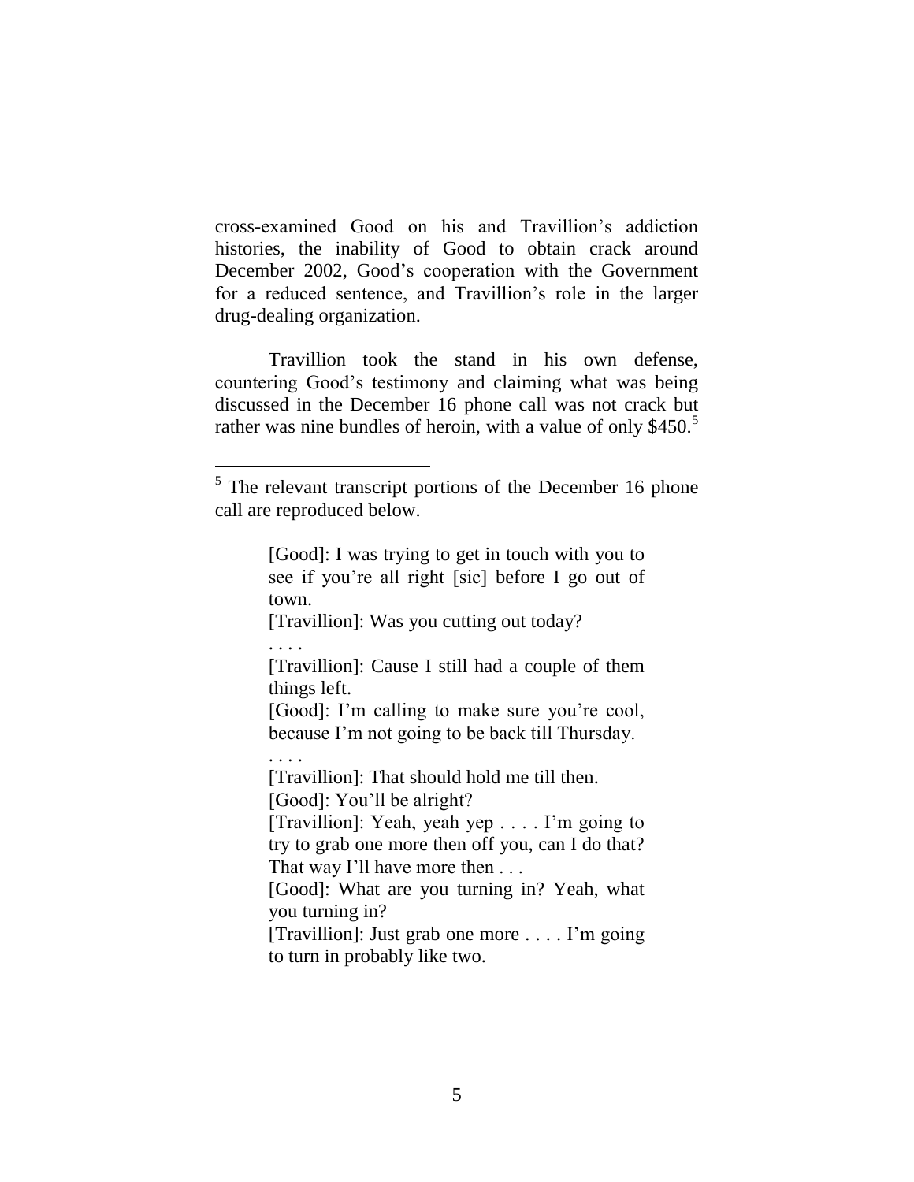cross-examined Good on his and Travillion's addiction histories, the inability of Good to obtain crack around December 2002, Good's cooperation with the Government for a reduced sentence, and Travillion's role in the larger drug-dealing organization.

Travillion took the stand in his own defense, countering Good's testimony and claiming what was being discussed in the December 16 phone call was not crack but rather was nine bundles of heroin, with a value of only $450.[5]

---

[5] The relevant transcript portions of the December 16 phone call are reproduced below.

> [Good]: I was trying to get in touch with you to see if you're all right [sic] before I go out of town.
>
> [Travillion]: Was you cutting out today?
>
> . . . .
>
> [Travillion]: Cause I still had a couple of them things left.
>
> [Good]: I'm calling to make sure you're cool, because I'm not going to be back till Thursday.
>
> . . . .
>
> [Travillion]: That should hold me till then.
>
> [Good]: You'll be alright?
>
> [Travillion]: Yeah, yeah yep . . . . I'm going to try to grab one more then off you, can I do that? That way I'll have more then . . .
>
> [Good]: What are you turning in? Yeah, what you turning in?
>
> [Travillion]: Just grab one more . . . . I'm going to turn in probably like two.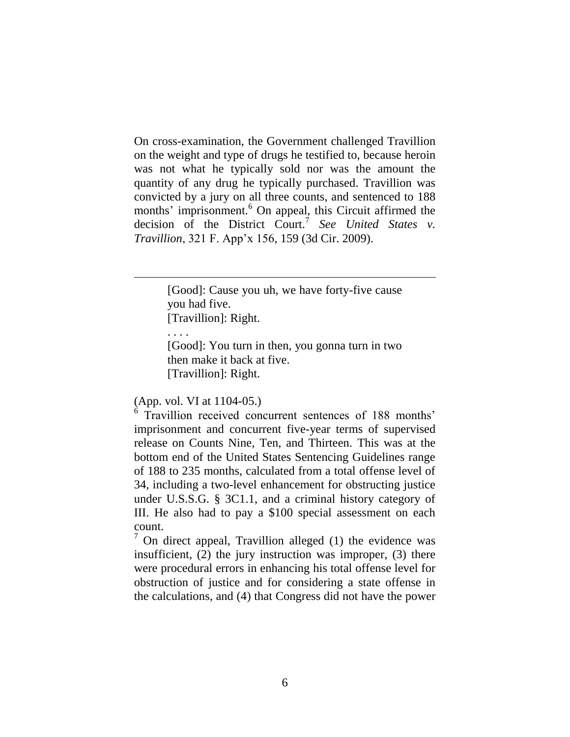On cross-examination, the Government challenged Travillion on the weight and type of drugs he testified to, because heroin was not what he typically sold nor was the amount the quantity of any drug he typically purchased. Travillion was convicted by a jury on all three counts, and sentenced to 188 months' imprisonment.[6] On appeal, this Circuit affirmed the decision of the District Court.[7] *See United States v. Travillion*, 321 F. App'x 156, 159 (3d Cir. 2009).

---

> [Good]: Cause you uh, we have forty-five cause you had five.
> [Travillion]: Right.
> . . . .
> [Good]: You turn in then, you gonna turn in two then make it back at five.
> [Travillion]: Right.

(App. vol. VI at 1104-05.)

[6] Travillion received concurrent sentences of 188 months' imprisonment and concurrent five-year terms of supervised release on Counts Nine, Ten, and Thirteen. This was at the bottom end of the United States Sentencing Guidelines range of 188 to 235 months, calculated from a total offense level of 34, including a two-level enhancement for obstructing justice under U.S.S.G. § 3C1.1, and a criminal history category of III. He also had to pay a $100 special assessment on each count.

[7] On direct appeal, Travillion alleged (1) the evidence was insufficient, (2) the jury instruction was improper, (3) there were procedural errors in enhancing his total offense level for obstruction of justice and for considering a state offense in the calculations, and (4) that Congress did not have the power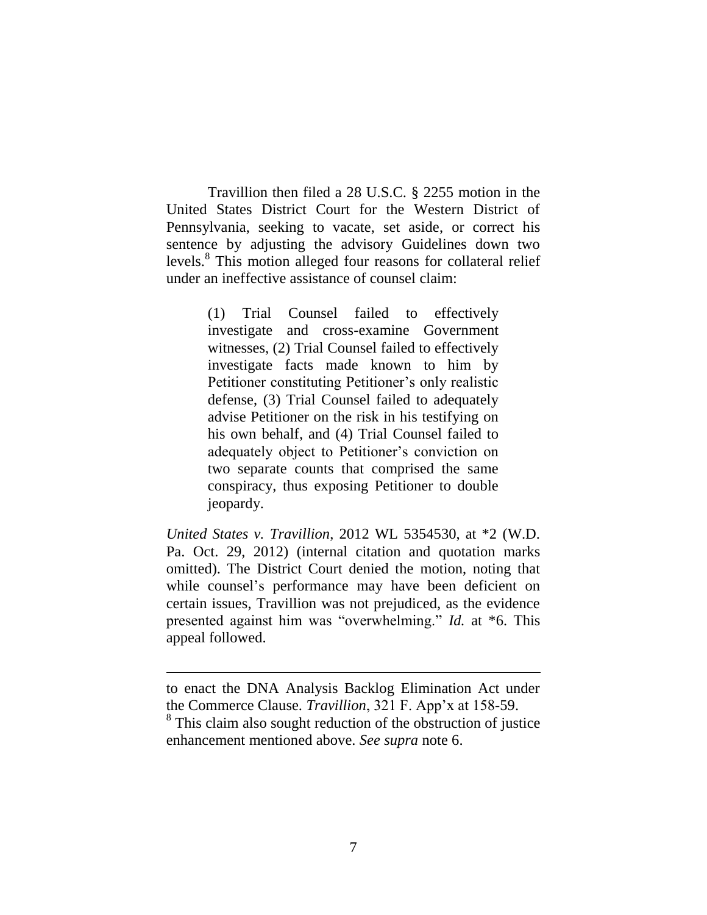Travillion then filed a 28 U.S.C. § 2255 motion in the United States District Court for the Western District of Pennsylvania, seeking to vacate, set aside, or correct his sentence by adjusting the advisory Guidelines down two levels.[8] This motion alleged four reasons for collateral relief under an ineffective assistance of counsel claim:

> (1) Trial Counsel failed to effectively investigate and cross-examine Government witnesses, (2) Trial Counsel failed to effectively investigate facts made known to him by Petitioner constituting Petitioner's only realistic defense, (3) Trial Counsel failed to adequately advise Petitioner on the risk in his testifying on his own behalf, and (4) Trial Counsel failed to adequately object to Petitioner's conviction on two separate counts that comprised the same conspiracy, thus exposing Petitioner to double jeopardy.

*United States v. Travillion*, 2012 WL 5354530, at *2 (W.D. Pa. Oct. 29, 2012) (internal citation and quotation marks omitted). The District Court denied the motion, noting that while counsel's performance may have been deficient on certain issues, Travillion was not prejudiced, as the evidence presented against him was "overwhelming." *Id.* at *6. This appeal followed.

---

to enact the DNA Analysis Backlog Elimination Act under the Commerce Clause. *Travillion*, 321 F. App'x at 158-59.

[8] This claim also sought reduction of the obstruction of justice enhancement mentioned above. *See supra* note 6.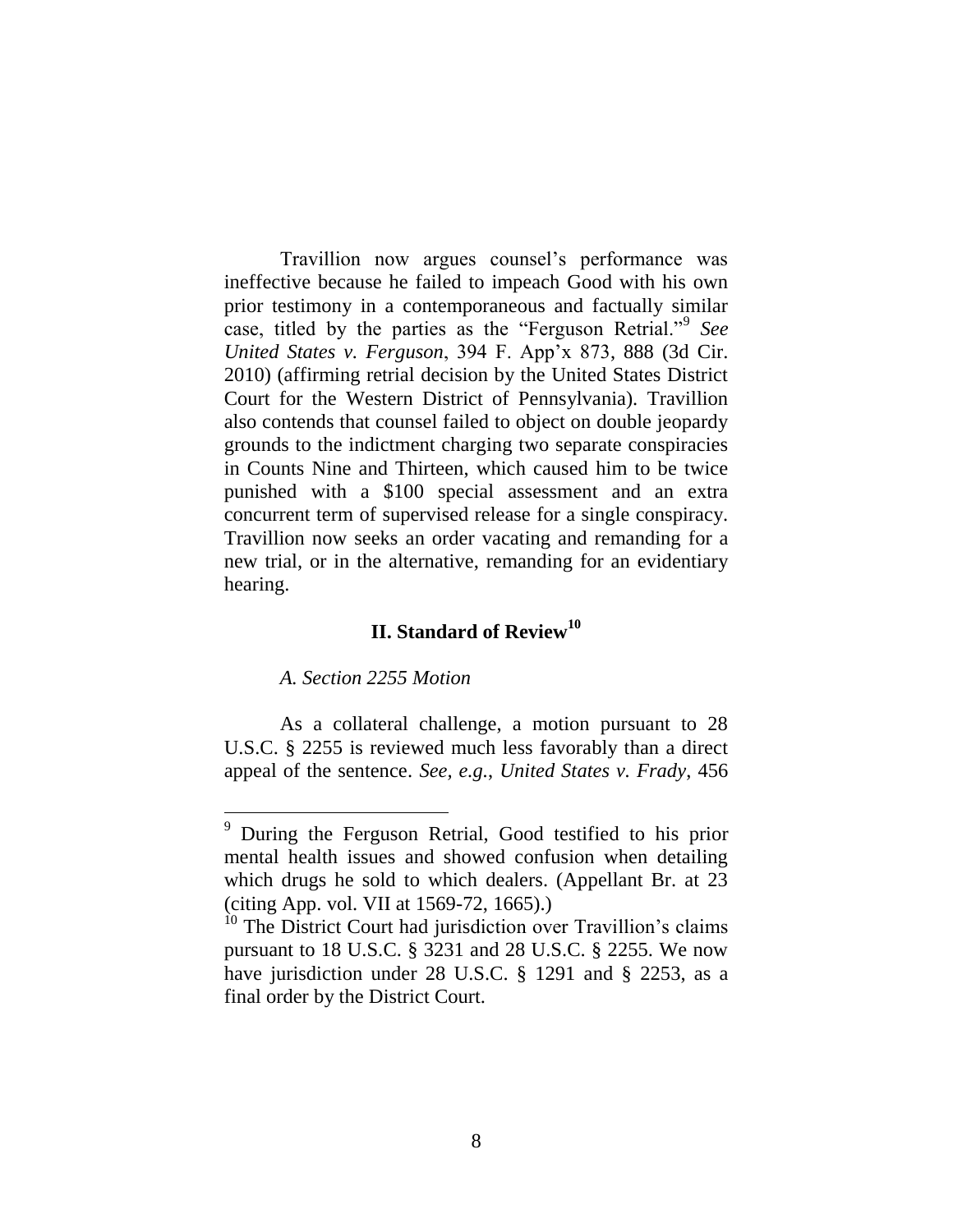Travillion now argues counsel's performance was ineffective because he failed to impeach Good with his own prior testimony in a contemporaneous and factually similar case, titled by the parties as the "Ferguson Retrial."[9] *See United States v. Ferguson*, 394 F. App'x 873, 888 (3d Cir. 2010) (affirming retrial decision by the United States District Court for the Western District of Pennsylvania). Travillion also contends that counsel failed to object on double jeopardy grounds to the indictment charging two separate conspiracies in Counts Nine and Thirteen, which caused him to be twice punished with a $100 special assessment and an extra concurrent term of supervised release for a single conspiracy. Travillion now seeks an order vacating and remanding for a new trial, or in the alternative, remanding for an evidentiary hearing.

## II. Standard of Review[10]

### *A. Section 2255 Motion*

As a collateral challenge, a motion pursuant to 28 U.S.C. § 2255 is reviewed much less favorably than a direct appeal of the sentence. *See, e.g.*, *United States v. Frady*, 456

---

[9] During the Ferguson Retrial, Good testified to his prior mental health issues and showed confusion when detailing which drugs he sold to which dealers. (Appellant Br. at 23 (citing App. vol. VII at 1569-72, 1665).)

[10] The District Court had jurisdiction over Travillion's claims pursuant to 18 U.S.C. § 3231 and 28 U.S.C. § 2255. We now have jurisdiction under 28 U.S.C. § 1291 and § 2253, as a final order by the District Court.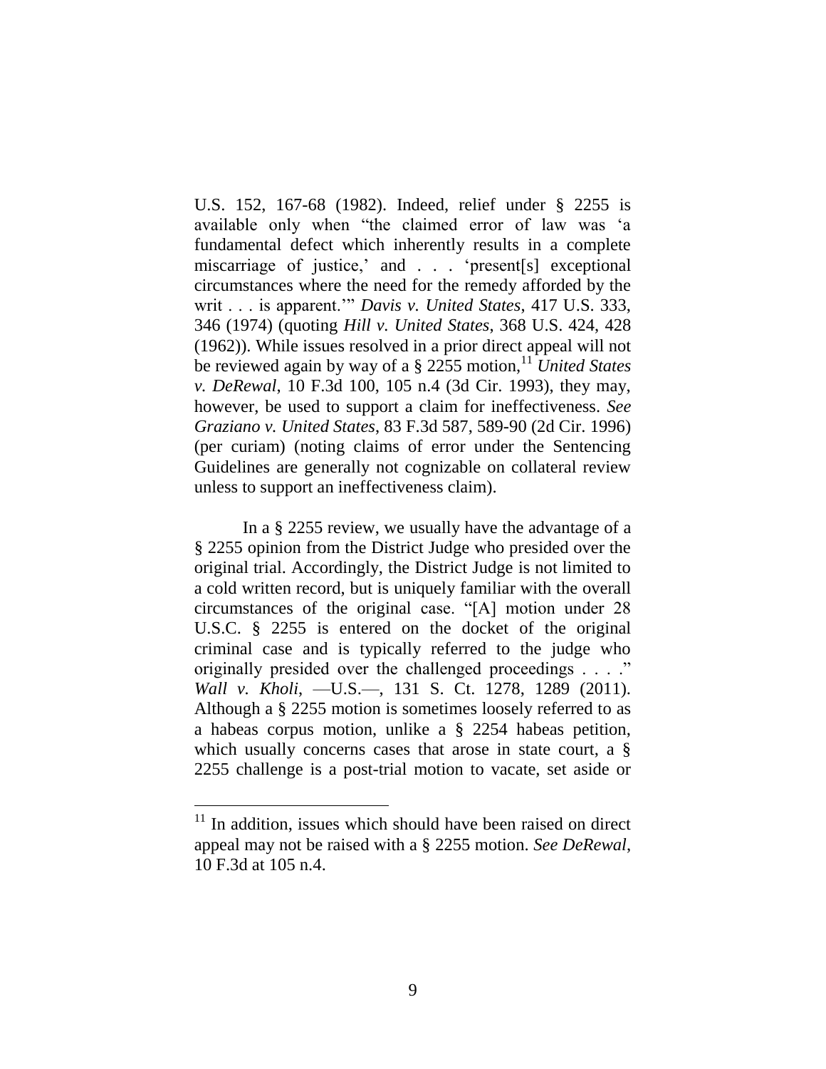U.S. 152, 167-68 (1982). Indeed, relief under § 2255 is available only when "the claimed error of law was 'a fundamental defect which inherently results in a complete miscarriage of justice,' and . . . 'present[s] exceptional circumstances where the need for the remedy afforded by the writ . . . is apparent.'" *Davis v. United States*, 417 U.S. 333, 346 (1974) (quoting *Hill v. United States*, 368 U.S. 424, 428 (1962)). While issues resolved in a prior direct appeal will not be reviewed again by way of a § 2255 motion,[11] *United States v. DeRewal*, 10 F.3d 100, 105 n.4 (3d Cir. 1993), they may, however, be used to support a claim for ineffectiveness. *See Graziano v. United States*, 83 F.3d 587, 589-90 (2d Cir. 1996) (per curiam) (noting claims of error under the Sentencing Guidelines are generally not cognizable on collateral review unless to support an ineffectiveness claim).

In a § 2255 review, we usually have the advantage of a § 2255 opinion from the District Judge who presided over the original trial. Accordingly, the District Judge is not limited to a cold written record, but is uniquely familiar with the overall circumstances of the original case. "[A] motion under 28 U.S.C. § 2255 is entered on the docket of the original criminal case and is typically referred to the judge who originally presided over the challenged proceedings . . . ." *Wall v. Kholi*, —U.S.—, 131 S. Ct. 1278, 1289 (2011). Although a § 2255 motion is sometimes loosely referred to as a habeas corpus motion, unlike a § 2254 habeas petition, which usually concerns cases that arose in state court, a § 2255 challenge is a post-trial motion to vacate, set aside or

---

[11] In addition, issues which should have been raised on direct appeal may not be raised with a § 2255 motion. *See DeRewal*, 10 F.3d at 105 n.4.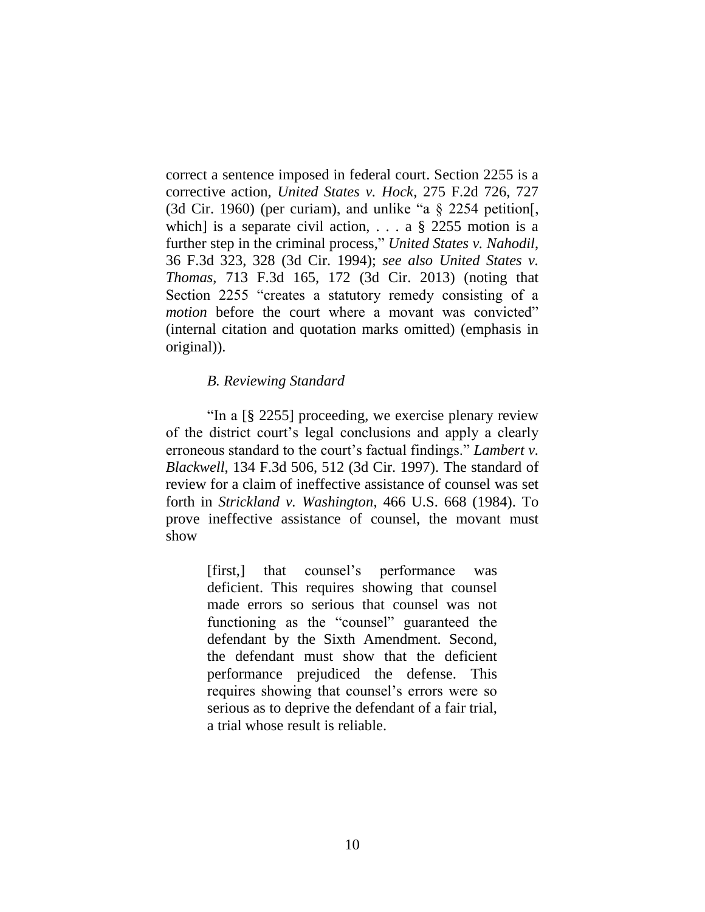correct a sentence imposed in federal court. Section 2255 is a corrective action, *United States v. Hock*, 275 F.2d 726, 727 (3d Cir. 1960) (per curiam), and unlike "a § 2254 petition[, which] is a separate civil action, . . . a § 2255 motion is a further step in the criminal process," *United States v. Nahodil*, 36 F.3d 323, 328 (3d Cir. 1994); *see also United States v. Thomas*, 713 F.3d 165, 172 (3d Cir. 2013) (noting that Section 2255 "creates a statutory remedy consisting of a *motion* before the court where a movant was convicted" (internal citation and quotation marks omitted) (emphasis in original)).

### *B. Reviewing Standard*

"In a [§ 2255] proceeding, we exercise plenary review of the district court's legal conclusions and apply a clearly erroneous standard to the court's factual findings." *Lambert v. Blackwell*, 134 F.3d 506, 512 (3d Cir. 1997). The standard of review for a claim of ineffective assistance of counsel was set forth in *Strickland v. Washington*, 466 U.S. 668 (1984). To prove ineffective assistance of counsel, the movant must show

> [first,] that counsel's performance was deficient. This requires showing that counsel made errors so serious that counsel was not functioning as the "counsel" guaranteed the defendant by the Sixth Amendment. Second, the defendant must show that the deficient performance prejudiced the defense. This requires showing that counsel's errors were so serious as to deprive the defendant of a fair trial, a trial whose result is reliable.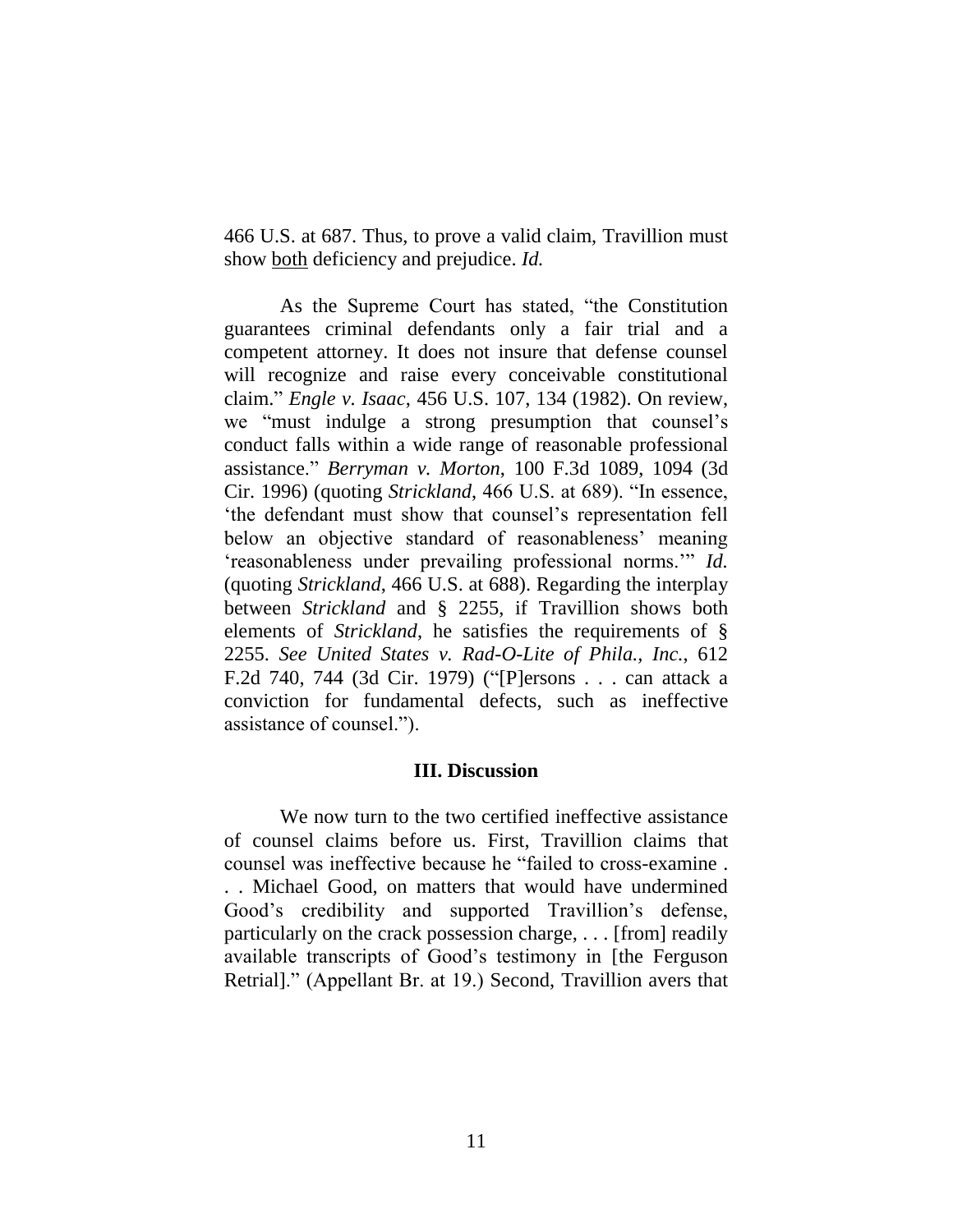466 U.S. at 687. Thus, to prove a valid claim, Travillion must show both deficiency and prejudice. *Id.*

As the Supreme Court has stated, "the Constitution guarantees criminal defendants only a fair trial and a competent attorney. It does not insure that defense counsel will recognize and raise every conceivable constitutional claim." *Engle v. Isaac*, 456 U.S. 107, 134 (1982). On review, we "must indulge a strong presumption that counsel's conduct falls within a wide range of reasonable professional assistance." *Berryman v. Morton*, 100 F.3d 1089, 1094 (3d Cir. 1996) (quoting *Strickland*, 466 U.S. at 689). "In essence, 'the defendant must show that counsel's representation fell below an objective standard of reasonableness' meaning 'reasonableness under prevailing professional norms.'" *Id.* (quoting *Strickland*, 466 U.S. at 688). Regarding the interplay between *Strickland* and § 2255, if Travillion shows both elements of *Strickland*, he satisfies the requirements of § 2255. *See United States v. Rad-O-Lite of Phila., Inc.*, 612 F.2d 740, 744 (3d Cir. 1979) ("[P]ersons . . . can attack a conviction for fundamental defects, such as ineffective assistance of counsel.").

### III. Discussion

We now turn to the two certified ineffective assistance of counsel claims before us. First, Travillion claims that counsel was ineffective because he "failed to cross-examine . . . Michael Good, on matters that would have undermined Good's credibility and supported Travillion's defense, particularly on the crack possession charge, . . . [from] readily available transcripts of Good's testimony in [the Ferguson Retrial]." (Appellant Br. at 19.) Second, Travillion avers that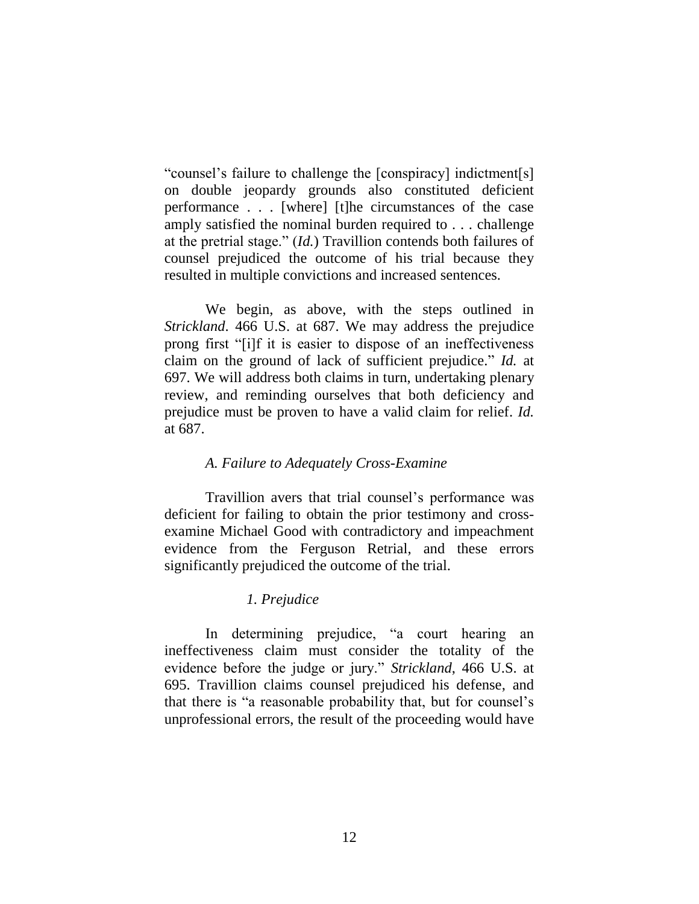"counsel's failure to challenge the [conspiracy] indictment[s] on double jeopardy grounds also constituted deficient performance . . . [where] [t]he circumstances of the case amply satisfied the nominal burden required to . . . challenge at the pretrial stage." (*Id.*) Travillion contends both failures of counsel prejudiced the outcome of his trial because they resulted in multiple convictions and increased sentences.

We begin, as above, with the steps outlined in *Strickland*. 466 U.S. at 687. We may address the prejudice prong first "[i]f it is easier to dispose of an ineffectiveness claim on the ground of lack of sufficient prejudice." *Id.* at 697. We will address both claims in turn, undertaking plenary review, and reminding ourselves that both deficiency and prejudice must be proven to have a valid claim for relief. *Id.* at 687.

### *A. Failure to Adequately Cross-Examine*

Travillion avers that trial counsel's performance was deficient for failing to obtain the prior testimony and cross-examine Michael Good with contradictory and impeachment evidence from the Ferguson Retrial, and these errors significantly prejudiced the outcome of the trial.

#### *1. Prejudice*

In determining prejudice, "a court hearing an ineffectiveness claim must consider the totality of the evidence before the judge or jury." *Strickland*, 466 U.S. at 695. Travillion claims counsel prejudiced his defense, and that there is "a reasonable probability that, but for counsel's unprofessional errors, the result of the proceeding would have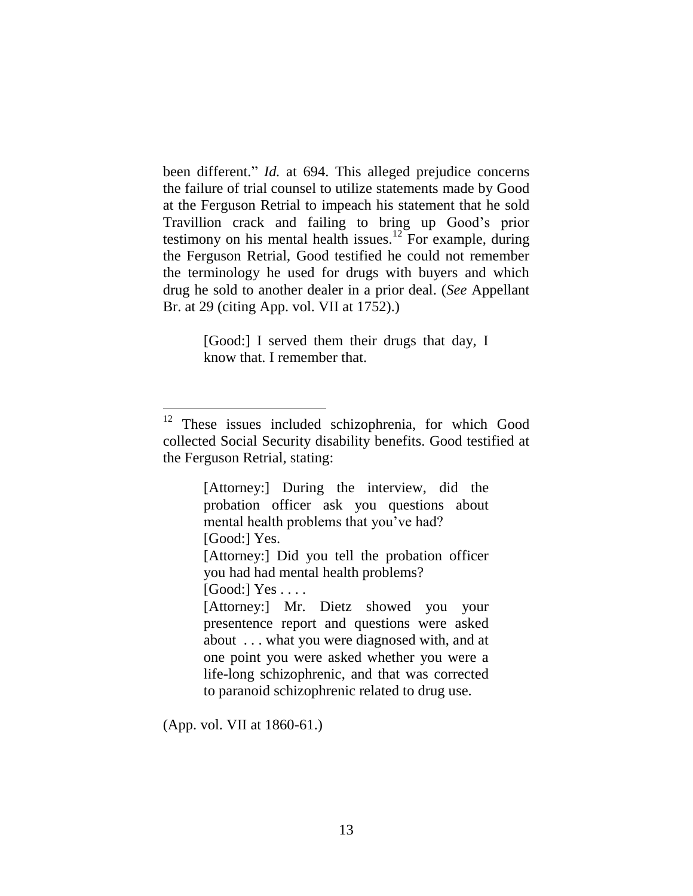been different." *Id.* at 694. This alleged prejudice concerns the failure of trial counsel to utilize statements made by Good at the Ferguson Retrial to impeach his statement that he sold Travillion crack and failing to bring up Good's prior testimony on his mental health issues.[12] For example, during the Ferguson Retrial, Good testified he could not remember the terminology he used for drugs with buyers and which drug he sold to another dealer in a prior deal. (*See* Appellant Br. at 29 (citing App. vol. VII at 1752).)

> [Good:] I served them their drugs that day, I know that. I remember that.

---

[12] These issues included schizophrenia, for which Good collected Social Security disability benefits. Good testified at the Ferguson Retrial, stating:

> [Attorney:] During the interview, did the probation officer ask you questions about mental health problems that you've had?
> [Good:] Yes.
> [Attorney:] Did you tell the probation officer you had had mental health problems?
> [Good:] Yes . . . .
> [Attorney:] Mr. Dietz showed you your presentence report and questions were asked about . . . what you were diagnosed with, and at one point you were asked whether you were a life-long schizophrenic, and that was corrected to paranoid schizophrenic related to drug use.

(App. vol. VII at 1860-61.)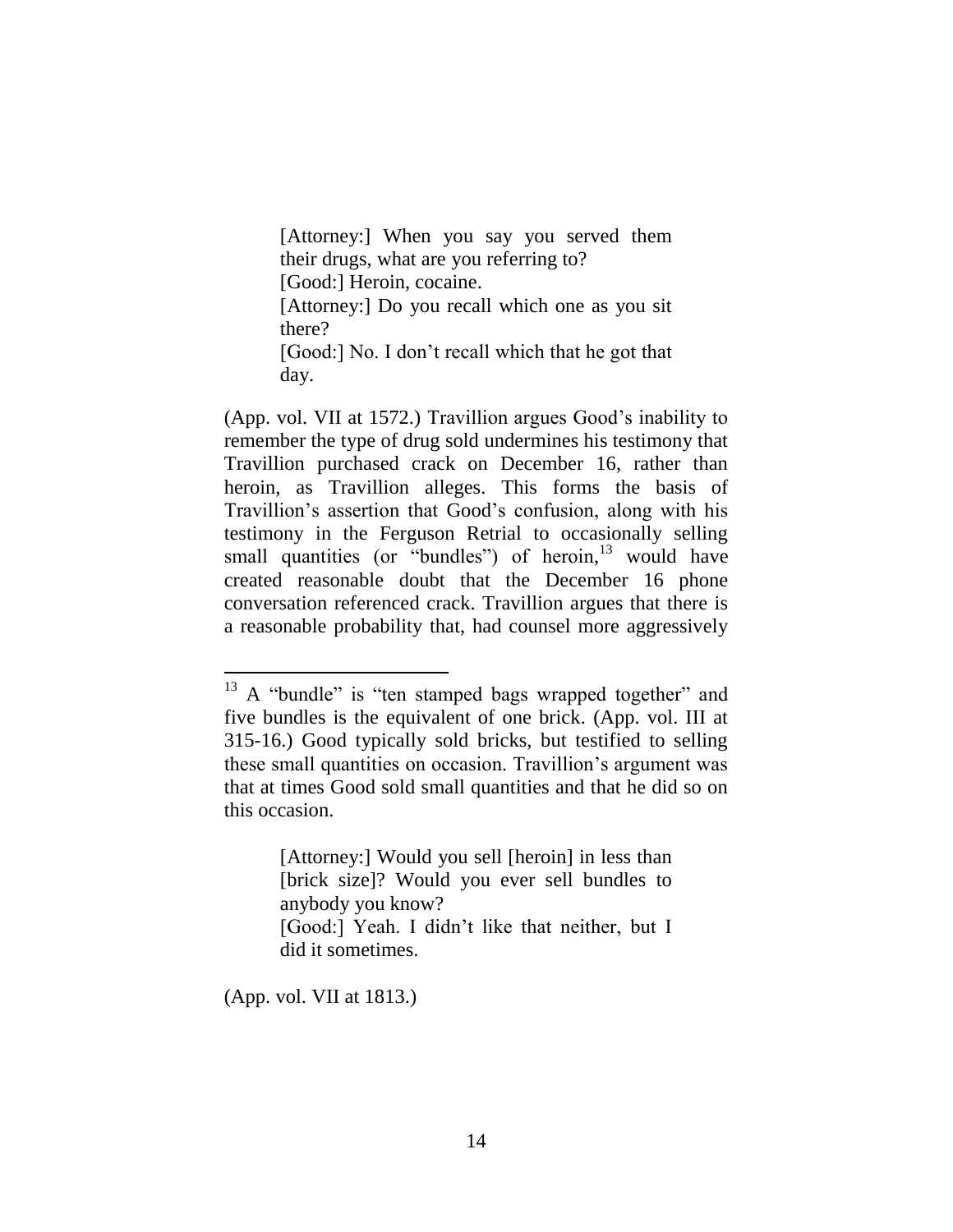> [Attorney:] When you say you served them their drugs, what are you referring to?
> [Good:] Heroin, cocaine.
> [Attorney:] Do you recall which one as you sit there?
> [Good:] No. I don't recall which that he got that day.

(App. vol. VII at 1572.) Travillion argues Good's inability to remember the type of drug sold undermines his testimony that Travillion purchased crack on December 16, rather than heroin, as Travillion alleges. This forms the basis of Travillion's assertion that Good's confusion, along with his testimony in the Ferguson Retrial to occasionally selling small quantities (or "bundles") of heroin,[13] would have created reasonable doubt that the December 16 phone conversation referenced crack. Travillion argues that there is a reasonable probability that, had counsel more aggressively

---

[13] A "bundle" is "ten stamped bags wrapped together" and five bundles is the equivalent of one brick. (App. vol. III at 315-16.) Good typically sold bricks, but testified to selling these small quantities on occasion. Travillion's argument was that at times Good sold small quantities and that he did so on this occasion.

> [Attorney:] Would you sell [heroin] in less than [brick size]? Would you ever sell bundles to anybody you know?
> [Good:] Yeah. I didn't like that neither, but I did it sometimes.

(App. vol. VII at 1813.)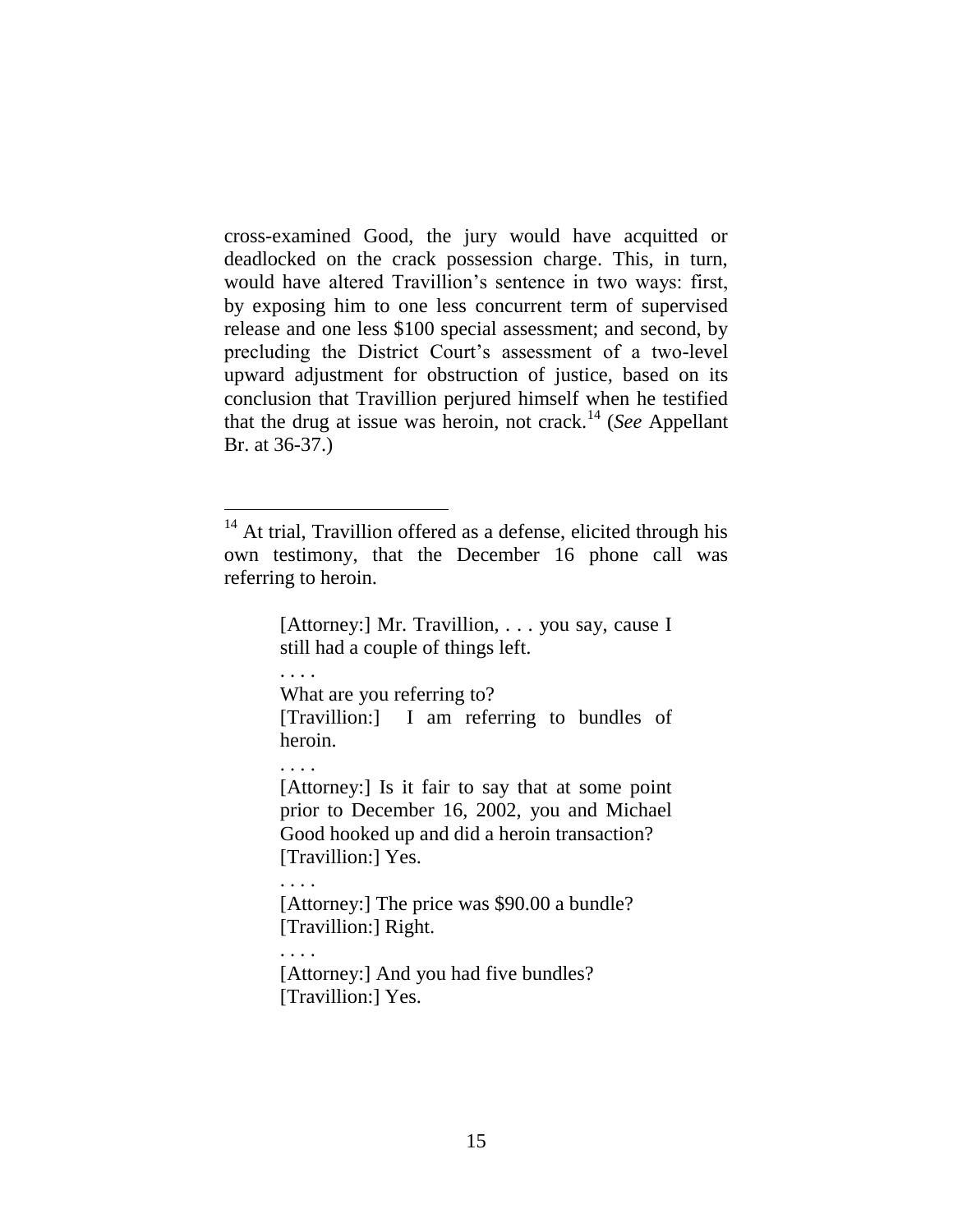cross-examined Good, the jury would have acquitted or deadlocked on the crack possession charge. This, in turn, would have altered Travillion's sentence in two ways: first, by exposing him to one less concurrent term of supervised release and one less $100 special assessment; and second, by precluding the District Court's assessment of a two-level upward adjustment for obstruction of justice, based on its conclusion that Travillion perjured himself when he testified that the drug at issue was heroin, not crack.[14] (*See* Appellant Br. at 36-37.)

---

[14] At trial, Travillion offered as a defense, elicited through his own testimony, that the December 16 phone call was referring to heroin.

> [Attorney:] Mr. Travillion, . . . you say, cause I still had a couple of things left.
>
> . . . .
>
> What are you referring to?
>
> [Travillion:] I am referring to bundles of heroin.
>
> . . . .
>
> [Attorney:] Is it fair to say that at some point prior to December 16, 2002, you and Michael Good hooked up and did a heroin transaction?
>
> [Travillion:] Yes.
>
> . . . .
>
> [Attorney:] The price was $90.00 a bundle?
>
> [Travillion:] Right.
>
> . . . .
>
> [Attorney:] And you had five bundles?
>
> [Travillion:] Yes.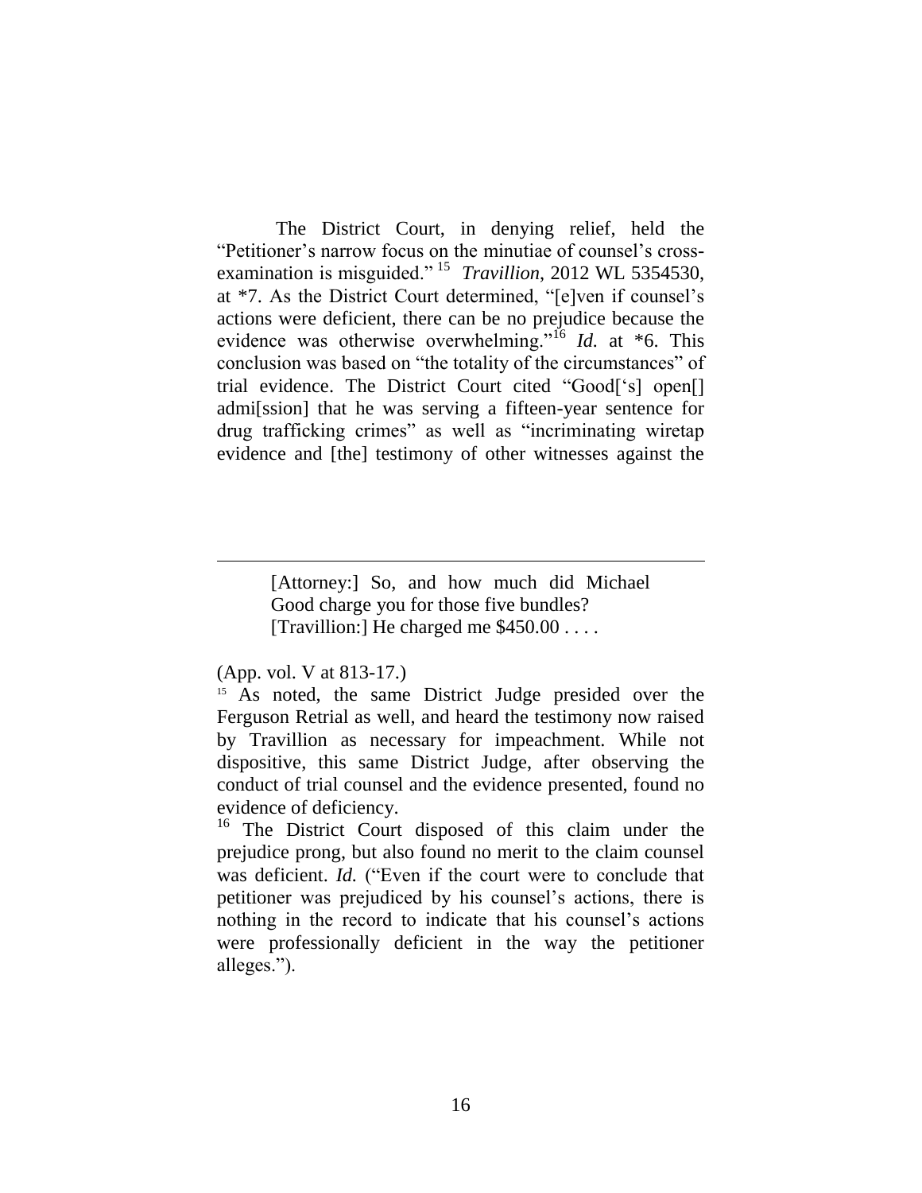The District Court, in denying relief, held the "Petitioner's narrow focus on the minutiae of counsel's cross-examination is misguided."[15] *Travillion*, 2012 WL 5354530, at *7. As the District Court determined, "[e]ven if counsel's actions were deficient, there can be no prejudice because the evidence was otherwise overwhelming."[16] *Id.* at *6. This conclusion was based on "the totality of the circumstances" of trial evidence. The District Court cited "Good['s] open[] admi[ssion] that he was serving a fifteen-year sentence for drug trafficking crimes" as well as "incriminating wiretap evidence and [the] testimony of other witnesses against the

---

> [Attorney:] So, and how much did Michael Good charge you for those five bundles?
> [Travillion:] He charged me $450.00 . . . .

(App. vol. V at 813-17.)

[15] As noted, the same District Judge presided over the Ferguson Retrial as well, and heard the testimony now raised by Travillion as necessary for impeachment. While not dispositive, this same District Judge, after observing the conduct of trial counsel and the evidence presented, found no evidence of deficiency.

[16] The District Court disposed of this claim under the prejudice prong, but also found no merit to the claim counsel was deficient. *Id.* ("Even if the court were to conclude that petitioner was prejudiced by his counsel's actions, there is nothing in the record to indicate that his counsel's actions were professionally deficient in the way the petitioner alleges.").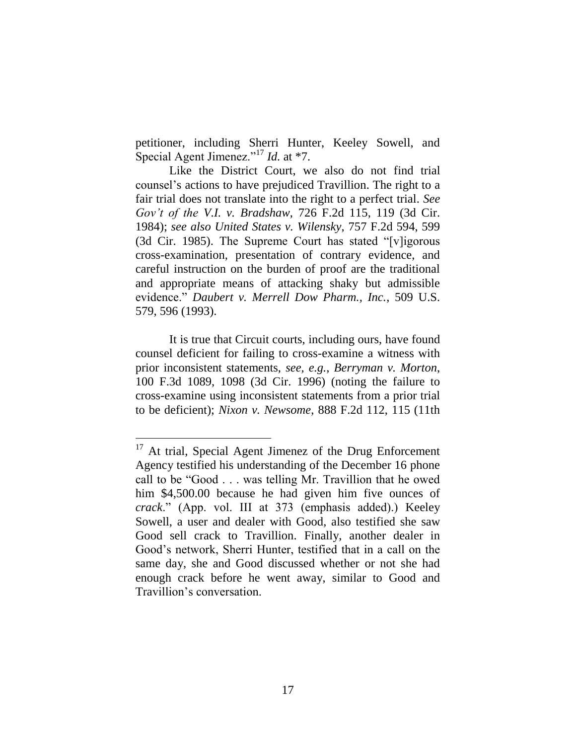petitioner, including Sherri Hunter, Keeley Sowell, and Special Agent Jimenez."[17] *Id.* at *7.

Like the District Court, we also do not find trial counsel's actions to have prejudiced Travillion. The right to a fair trial does not translate into the right to a perfect trial. *See Gov't of the V.I. v. Bradshaw*, 726 F.2d 115, 119 (3d Cir. 1984); *see also United States v. Wilensky*, 757 F.2d 594, 599 (3d Cir. 1985). The Supreme Court has stated "[v]igorous cross-examination, presentation of contrary evidence, and careful instruction on the burden of proof are the traditional and appropriate means of attacking shaky but admissible evidence." *Daubert v. Merrell Dow Pharm., Inc.*, 509 U.S. 579, 596 (1993).

It is true that Circuit courts, including ours, have found counsel deficient for failing to cross-examine a witness with prior inconsistent statements, *see, e.g.*, *Berryman v. Morton*, 100 F.3d 1089, 1098 (3d Cir. 1996) (noting the failure to cross-examine using inconsistent statements from a prior trial to be deficient); *Nixon v. Newsome*, 888 F.2d 112, 115 (11th

---

[17] At trial, Special Agent Jimenez of the Drug Enforcement Agency testified his understanding of the December 16 phone call to be "Good . . . was telling Mr. Travillion that he owed him $4,500.00 because he had given him five ounces of *crack*." (App. vol. III at 373 (emphasis added).) Keeley Sowell, a user and dealer with Good, also testified she saw Good sell crack to Travillion. Finally, another dealer in Good's network, Sherri Hunter, testified that in a call on the same day, she and Good discussed whether or not she had enough crack before he went away, similar to Good and Travillion's conversation.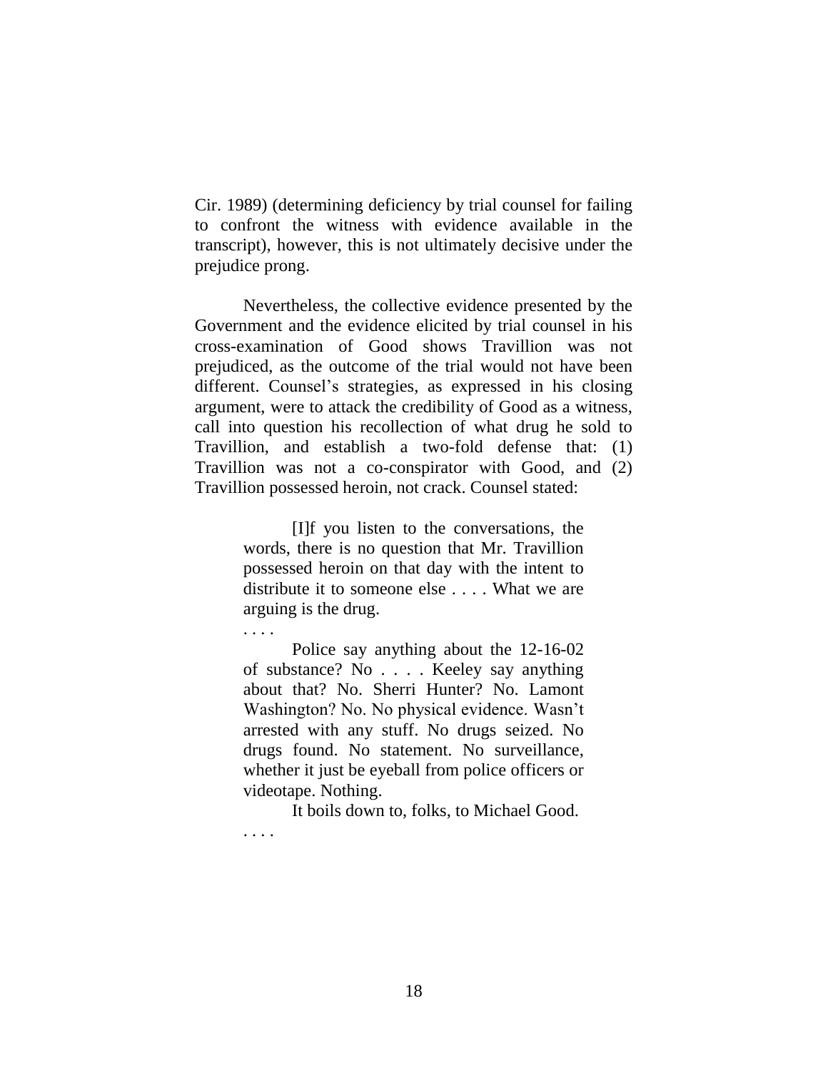Cir. 1989) (determining deficiency by trial counsel for failing to confront the witness with evidence available in the transcript), however, this is not ultimately decisive under the prejudice prong.

Nevertheless, the collective evidence presented by the Government and the evidence elicited by trial counsel in his cross-examination of Good shows Travillion was not prejudiced, as the outcome of the trial would not have been different. Counsel's strategies, as expressed in his closing argument, were to attack the credibility of Good as a witness, call into question his recollection of what drug he sold to Travillion, and establish a two-fold defense that: (1) Travillion was not a co-conspirator with Good, and (2) Travillion possessed heroin, not crack. Counsel stated:

> [I]f you listen to the conversations, the words, there is no question that Mr. Travillion possessed heroin on that day with the intent to distribute it to someone else . . . . What we are arguing is the drug.
>
> . . . .
>
> Police say anything about the 12-16-02 of substance? No . . . . Keeley say anything about that? No. Sherri Hunter? No. Lamont Washington? No. No physical evidence. Wasn't arrested with any stuff. No drugs seized. No drugs found. No statement. No surveillance, whether it just be eyeball from police officers or videotape. Nothing.
>
> It boils down to, folks, to Michael Good.
>
> . . . .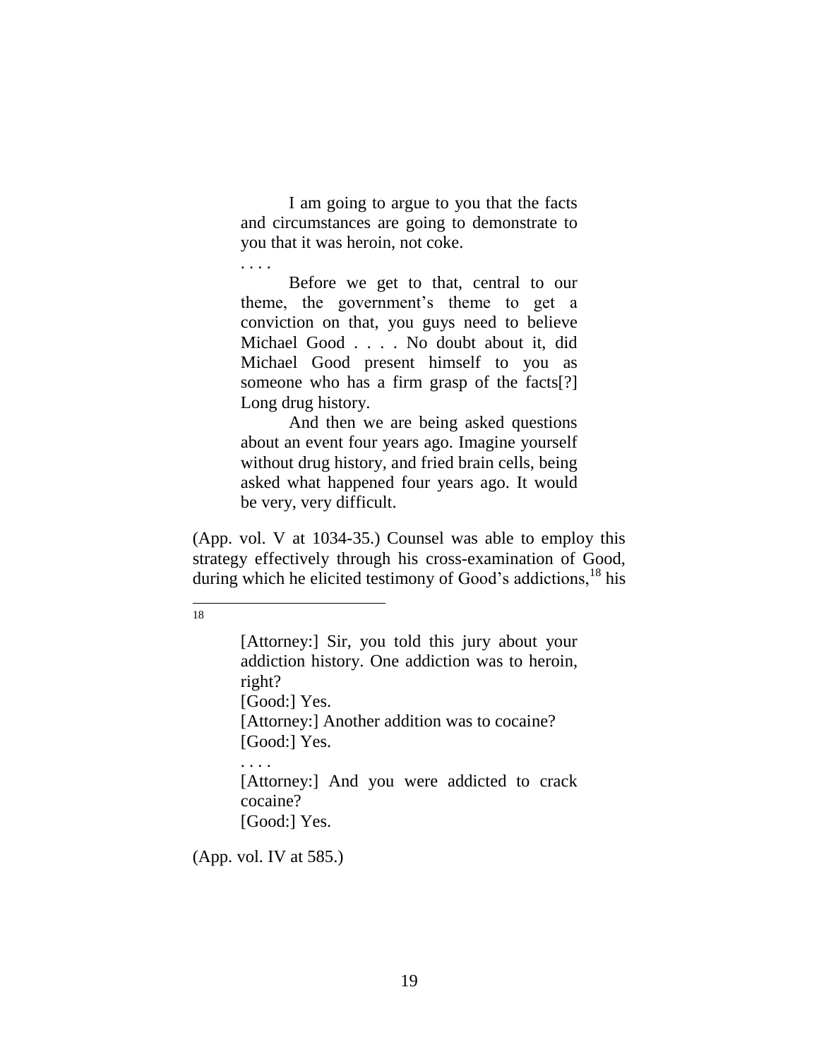> I am going to argue to you that the facts and circumstances are going to demonstrate to you that it was heroin, not coke.
>
> . . . .
>
> Before we get to that, central to our theme, the government's theme to get a conviction on that, you guys need to believe Michael Good . . . . No doubt about it, did Michael Good present himself to you as someone who has a firm grasp of the facts[?] Long drug history.
>
> And then we are being asked questions about an event four years ago. Imagine yourself without drug history, and fried brain cells, being asked what happened four years ago. It would be very, very difficult.

(App. vol. V at 1034-35.) Counsel was able to employ this strategy effectively through his cross-examination of Good, during which he elicited testimony of Good's addictions,[18] his

---

18

> [Attorney:] Sir, you told this jury about your addiction history. One addiction was to heroin, right?
>
> [Good:] Yes.
>
> [Attorney:] Another addition was to cocaine?
>
> [Good:] Yes.
>
> . . . .
>
> [Attorney:] And you were addicted to crack cocaine?
>
> [Good:] Yes.

(App. vol. IV at 585.)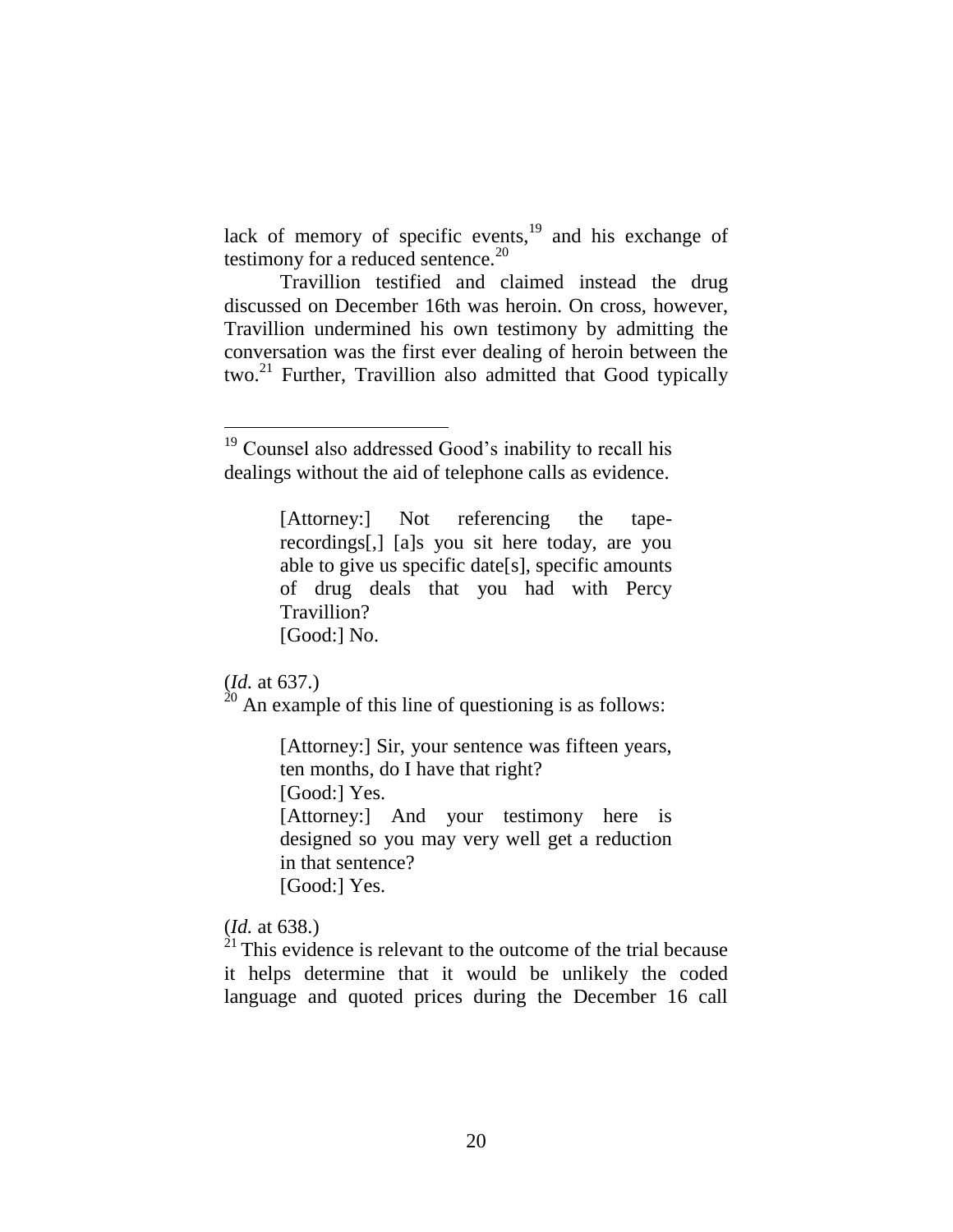lack of memory of specific events,[19] and his exchange of testimony for a reduced sentence.[20]

Travillion testified and claimed instead the drug discussed on December 16th was heroin. On cross, however, Travillion undermined his own testimony by admitting the conversation was the first ever dealing of heroin between the two.[21] Further, Travillion also admitted that Good typically

---

[19] Counsel also addressed Good's inability to recall his dealings without the aid of telephone calls as evidence.

> [Attorney:] Not referencing the tape-recordings[,] [a]s you sit here today, are you able to give us specific date[s], specific amounts of drug deals that you had with Percy Travillion?
> [Good:] No.

(*Id.* at 637.)

[20] An example of this line of questioning is as follows:

> [Attorney:] Sir, your sentence was fifteen years, ten months, do I have that right?
> [Good:] Yes.
> [Attorney:] And your testimony here is designed so you may very well get a reduction in that sentence?
> [Good:] Yes.

(*Id.* at 638.)

[21] This evidence is relevant to the outcome of the trial because it helps determine that it would be unlikely the coded language and quoted prices during the December 16 call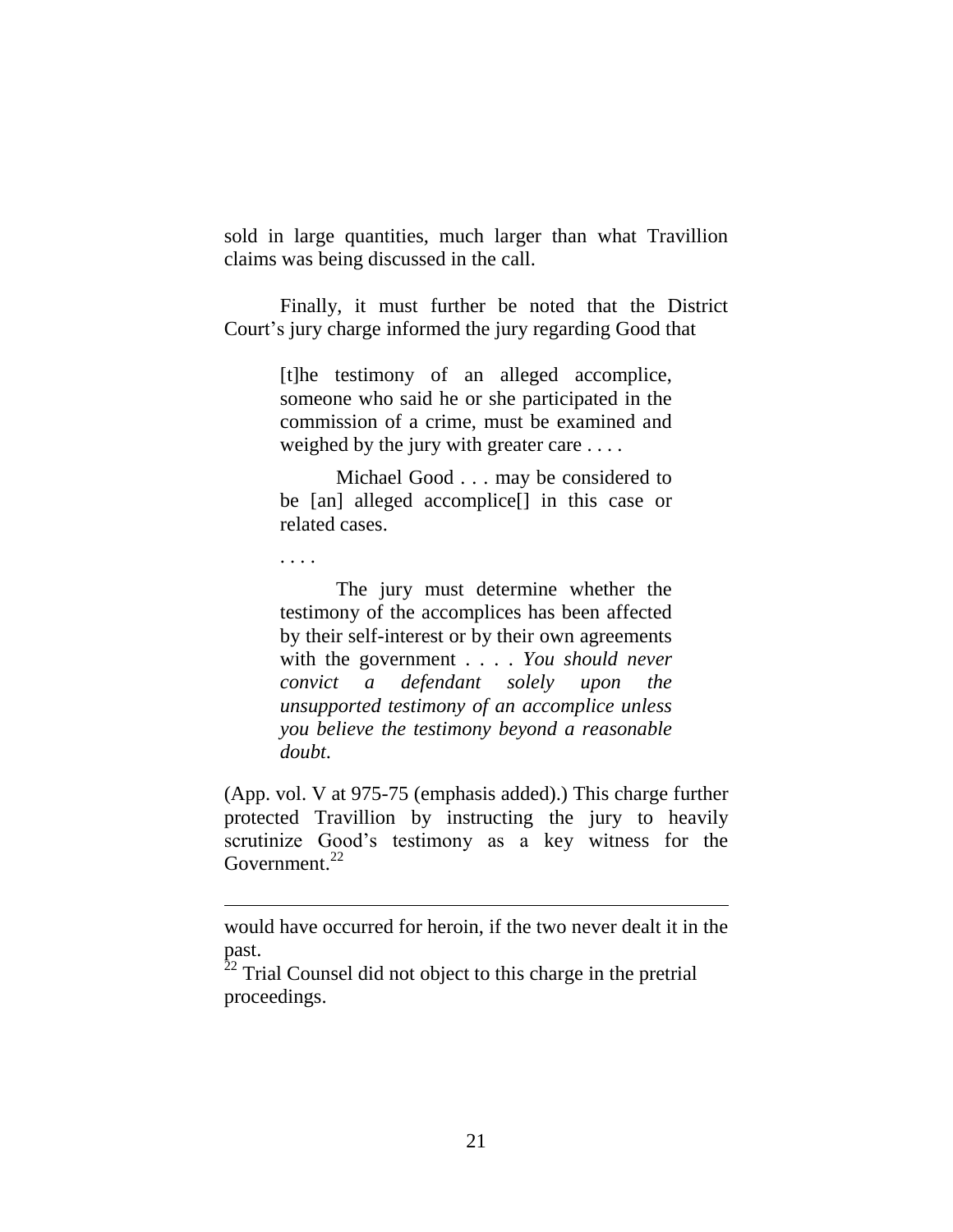sold in large quantities, much larger than what Travillion claims was being discussed in the call.

Finally, it must further be noted that the District Court's jury charge informed the jury regarding Good that

> [t]he testimony of an alleged accomplice, someone who said he or she participated in the commission of a crime, must be examined and weighed by the jury with greater care . . . .
>
> Michael Good . . . may be considered to be [an] alleged accomplice[] in this case or related cases.
>
> . . . .
>
> The jury must determine whether the testimony of the accomplices has been affected by their self-interest or by their own agreements with the government . . . . *You should never convict a defendant solely upon the unsupported testimony of an accomplice unless you believe the testimony beyond a reasonable doubt.*

(App. vol. V at 975-75 (emphasis added).) This charge further protected Travillion by instructing the jury to heavily scrutinize Good's testimony as a key witness for the Government.[22]

---

would have occurred for heroin, if the two never dealt it in the past.

[22] Trial Counsel did not object to this charge in the pretrial proceedings.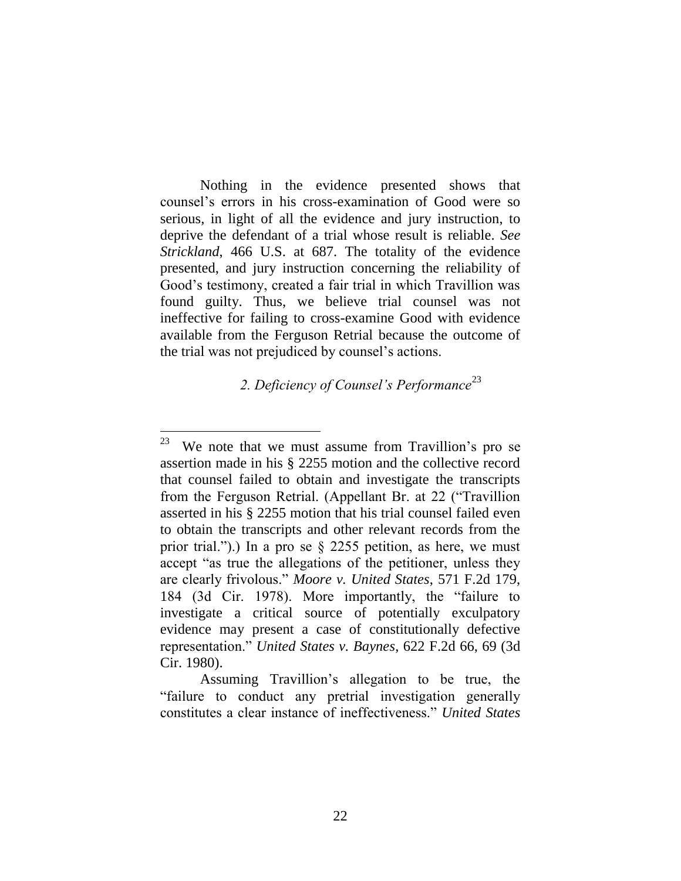Nothing in the evidence presented shows that counsel's errors in his cross-examination of Good were so serious, in light of all the evidence and jury instruction, to deprive the defendant of a trial whose result is reliable. *See Strickland*, 466 U.S. at 687. The totality of the evidence presented, and jury instruction concerning the reliability of Good's testimony, created a fair trial in which Travillion was found guilty. Thus, we believe trial counsel was not ineffective for failing to cross-examine Good with evidence available from the Ferguson Retrial because the outcome of the trial was not prejudiced by counsel's actions.

### *2. Deficiency of Counsel's Performance*[23]

---

[23] We note that we must assume from Travillion's pro se assertion made in his § 2255 motion and the collective record that counsel failed to obtain and investigate the transcripts from the Ferguson Retrial. (Appellant Br. at 22 ("Travillion asserted in his § 2255 motion that his trial counsel failed even to obtain the transcripts and other relevant records from the prior trial.").) In a pro se § 2255 petition, as here, we must accept "as true the allegations of the petitioner, unless they are clearly frivolous." *Moore v. United States*, 571 F.2d 179, 184 (3d Cir. 1978). More importantly, the "failure to investigate a critical source of potentially exculpatory evidence may present a case of constitutionally defective representation." *United States v. Baynes*, 622 F.2d 66, 69 (3d Cir. 1980).

Assuming Travillion's allegation to be true, the "failure to conduct any pretrial investigation generally constitutes a clear instance of ineffectiveness." *United States*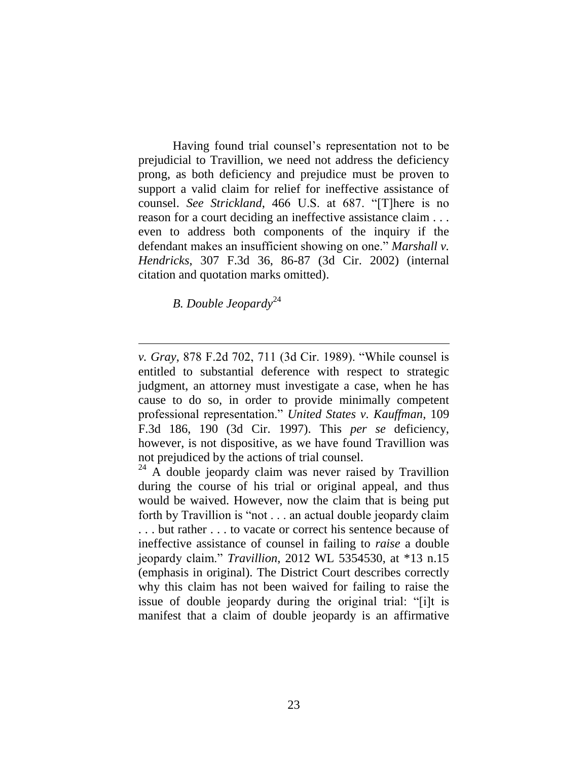Having found trial counsel's representation not to be prejudicial to Travillion, we need not address the deficiency prong, as both deficiency and prejudice must be proven to support a valid claim for relief for ineffective assistance of counsel. *See Strickland*, 466 U.S. at 687. "[T]here is no reason for a court deciding an ineffective assistance claim . . . even to address both components of the inquiry if the defendant makes an insufficient showing on one." *Marshall v. Hendricks*, 307 F.3d 36, 86-87 (3d Cir. 2002) (internal citation and quotation marks omitted).

*B. Double Jeopardy*[24]

---

*v. Gray*, 878 F.2d 702, 711 (3d Cir. 1989). "While counsel is entitled to substantial deference with respect to strategic judgment, an attorney must investigate a case, when he has cause to do so, in order to provide minimally competent professional representation." *United States v. Kauffman*, 109 F.3d 186, 190 (3d Cir. 1997). This *per se* deficiency, however, is not dispositive, as we have found Travillion was not prejudiced by the actions of trial counsel.

[24] A double jeopardy claim was never raised by Travillion during the course of his trial or original appeal, and thus would be waived. However, now the claim that is being put forth by Travillion is "not . . . an actual double jeopardy claim . . . but rather . . . to vacate or correct his sentence because of ineffective assistance of counsel in failing to *raise* a double jeopardy claim." *Travillion*, 2012 WL 5354530, at \*13 n.15 (emphasis in original). The District Court describes correctly why this claim has not been waived for failing to raise the issue of double jeopardy during the original trial: "[i]t is manifest that a claim of double jeopardy is an affirmative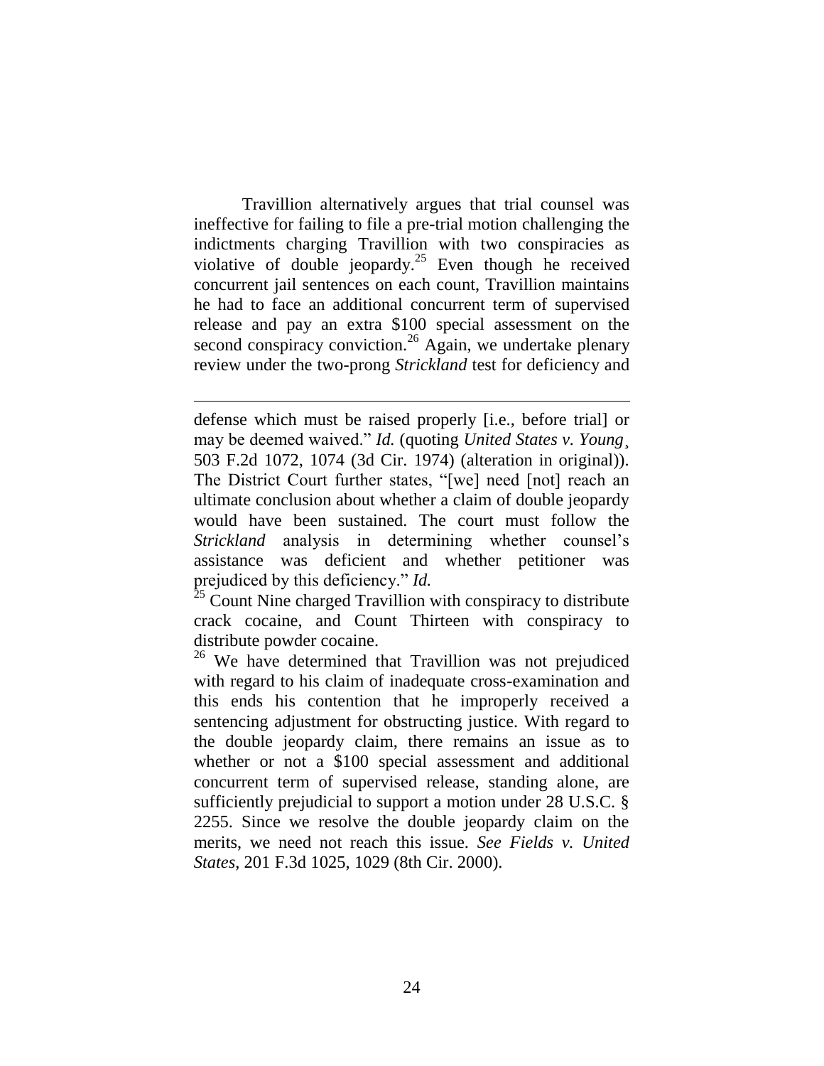Travillion alternatively argues that trial counsel was ineffective for failing to file a pre-trial motion challenging the indictments charging Travillion with two conspiracies as violative of double jeopardy.[25] Even though he received concurrent jail sentences on each count, Travillion maintains he had to face an additional concurrent term of supervised release and pay an extra $100 special assessment on the second conspiracy conviction.[26] Again, we undertake plenary review under the two-prong *Strickland* test for deficiency and

---

defense which must be raised properly [i.e., before trial] or may be deemed waived." *Id.* (quoting *United States v. Young*¸ 503 F.2d 1072, 1074 (3d Cir. 1974) (alteration in original)). The District Court further states, "[we] need [not] reach an ultimate conclusion about whether a claim of double jeopardy would have been sustained. The court must follow the *Strickland* analysis in determining whether counsel's assistance was deficient and whether petitioner was prejudiced by this deficiency." *Id.*

[25] Count Nine charged Travillion with conspiracy to distribute crack cocaine, and Count Thirteen with conspiracy to distribute powder cocaine.

[26] We have determined that Travillion was not prejudiced with regard to his claim of inadequate cross-examination and this ends his contention that he improperly received a sentencing adjustment for obstructing justice. With regard to the double jeopardy claim, there remains an issue as to whether or not a $100 special assessment and additional concurrent term of supervised release, standing alone, are sufficiently prejudicial to support a motion under 28 U.S.C. § 2255. Since we resolve the double jeopardy claim on the merits, we need not reach this issue. *See Fields v. United States*, 201 F.3d 1025, 1029 (8th Cir. 2000).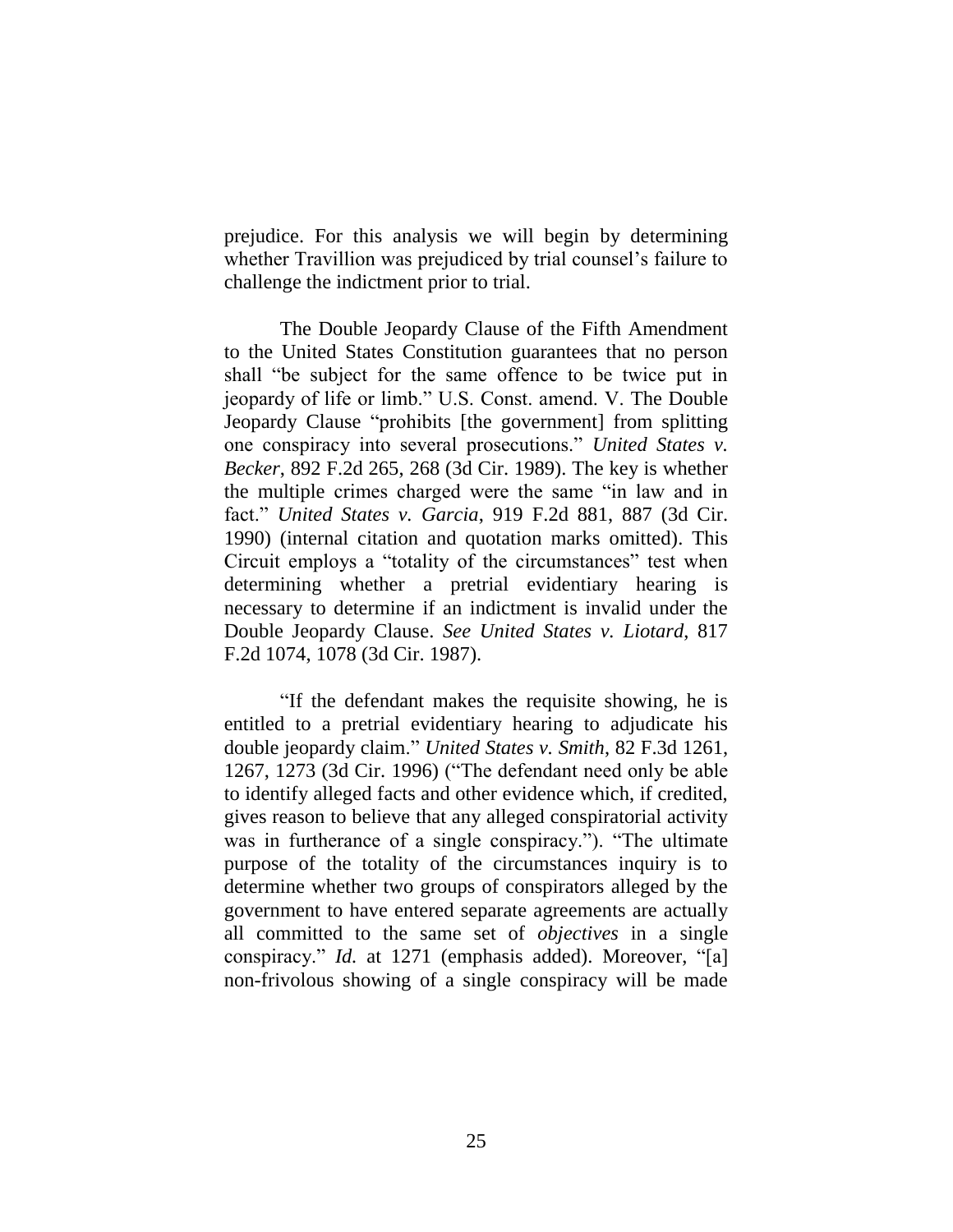prejudice. For this analysis we will begin by determining whether Travillion was prejudiced by trial counsel's failure to challenge the indictment prior to trial.

The Double Jeopardy Clause of the Fifth Amendment to the United States Constitution guarantees that no person shall "be subject for the same offence to be twice put in jeopardy of life or limb." U.S. Const. amend. V. The Double Jeopardy Clause "prohibits [the government] from splitting one conspiracy into several prosecutions." *United States v. Becker*, 892 F.2d 265, 268 (3d Cir. 1989). The key is whether the multiple crimes charged were the same "in law and in fact." *United States v. Garcia*, 919 F.2d 881, 887 (3d Cir. 1990) (internal citation and quotation marks omitted). This Circuit employs a "totality of the circumstances" test when determining whether a pretrial evidentiary hearing is necessary to determine if an indictment is invalid under the Double Jeopardy Clause. *See United States v. Liotard*, 817 F.2d 1074, 1078 (3d Cir. 1987).

"If the defendant makes the requisite showing, he is entitled to a pretrial evidentiary hearing to adjudicate his double jeopardy claim." *United States v. Smith*, 82 F.3d 1261, 1267, 1273 (3d Cir. 1996) ("The defendant need only be able to identify alleged facts and other evidence which, if credited, gives reason to believe that any alleged conspiratorial activity was in furtherance of a single conspiracy."). "The ultimate purpose of the totality of the circumstances inquiry is to determine whether two groups of conspirators alleged by the government to have entered separate agreements are actually all committed to the same set of *objectives* in a single conspiracy." *Id.* at 1271 (emphasis added). Moreover, "[a] non-frivolous showing of a single conspiracy will be made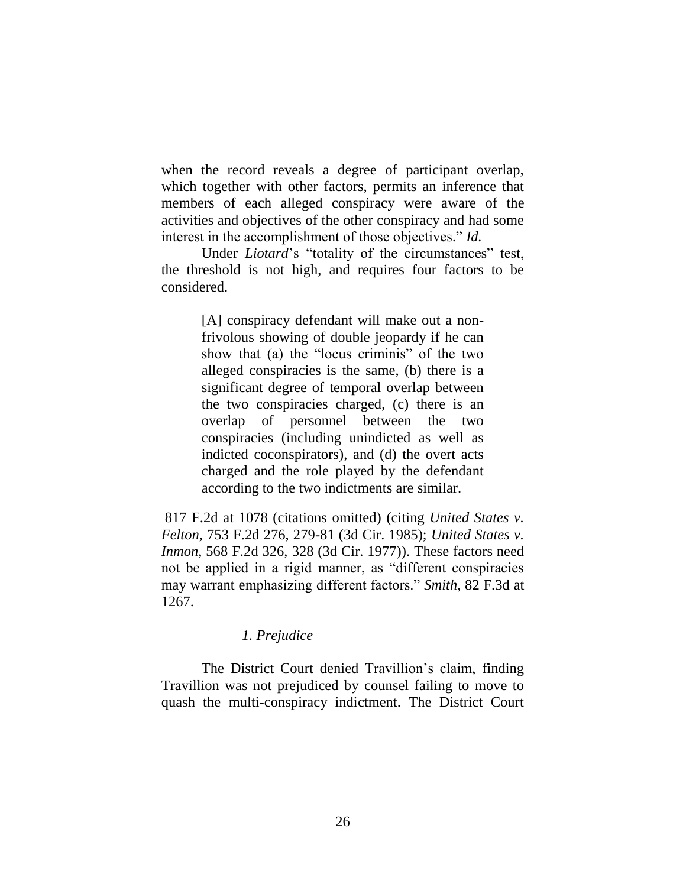when the record reveals a degree of participant overlap, which together with other factors, permits an inference that members of each alleged conspiracy were aware of the activities and objectives of the other conspiracy and had some interest in the accomplishment of those objectives." *Id.*

Under *Liotard*'s "totality of the circumstances" test, the threshold is not high, and requires four factors to be considered.

> [A] conspiracy defendant will make out a non-frivolous showing of double jeopardy if he can show that (a) the "locus criminis" of the two alleged conspiracies is the same, (b) there is a significant degree of temporal overlap between the two conspiracies charged, (c) there is an overlap of personnel between the two conspiracies (including unindicted as well as indicted coconspirators), and (d) the overt acts charged and the role played by the defendant according to the two indictments are similar.

817 F.2d at 1078 (citations omitted) (citing *United States v. Felton*, 753 F.2d 276, 279-81 (3d Cir. 1985); *United States v. Inmon*, 568 F.2d 326, 328 (3d Cir. 1977)). These factors need not be applied in a rigid manner, as "different conspiracies may warrant emphasizing different factors." *Smith*, 82 F.3d at 1267.

### *1. Prejudice*

The District Court denied Travillion's claim, finding Travillion was not prejudiced by counsel failing to move to quash the multi-conspiracy indictment. The District Court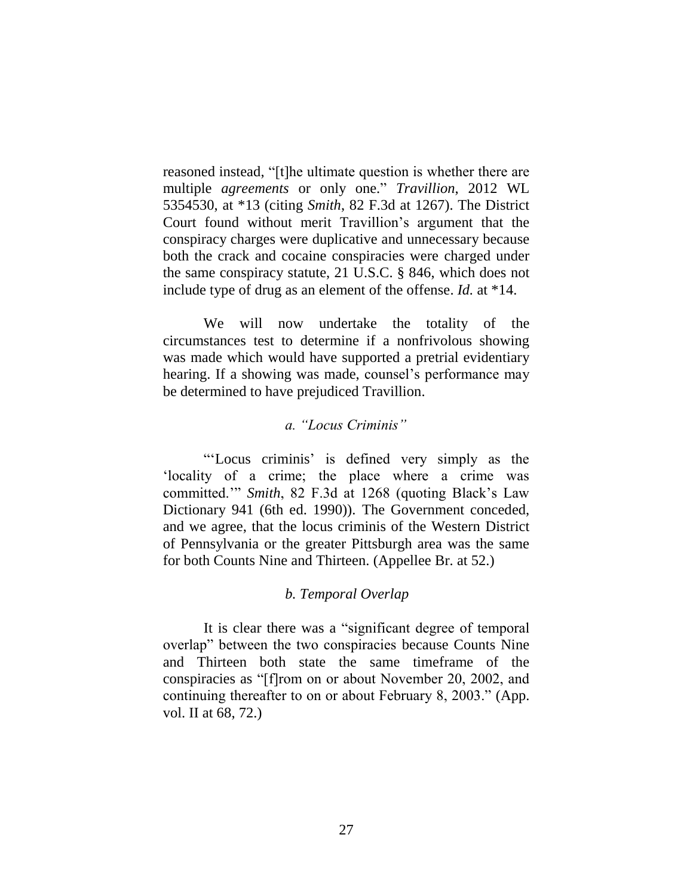reasoned instead, "[t]he ultimate question is whether there are multiple *agreements* or only one." *Travillion*, 2012 WL 5354530, at *13 (citing *Smith*, 82 F.3d at 1267). The District Court found without merit Travillion's argument that the conspiracy charges were duplicative and unnecessary because both the crack and cocaine conspiracies were charged under the same conspiracy statute, 21 U.S.C. § 846, which does not include type of drug as an element of the offense. *Id.* at *14.

We will now undertake the totality of the circumstances test to determine if a nonfrivolous showing was made which would have supported a pretrial evidentiary hearing. If a showing was made, counsel's performance may be determined to have prejudiced Travillion.

*a. "Locus Criminis"*

"'Locus criminis' is defined very simply as the 'locality of a crime; the place where a crime was committed.'" *Smith*, 82 F.3d at 1268 (quoting Black's Law Dictionary 941 (6th ed. 1990)). The Government conceded, and we agree, that the locus criminis of the Western District of Pennsylvania or the greater Pittsburgh area was the same for both Counts Nine and Thirteen. (Appellee Br. at 52.)

*b. Temporal Overlap*

It is clear there was a "significant degree of temporal overlap" between the two conspiracies because Counts Nine and Thirteen both state the same timeframe of the conspiracies as "[f]rom on or about November 20, 2002, and continuing thereafter to on or about February 8, 2003." (App. vol. II at 68, 72.)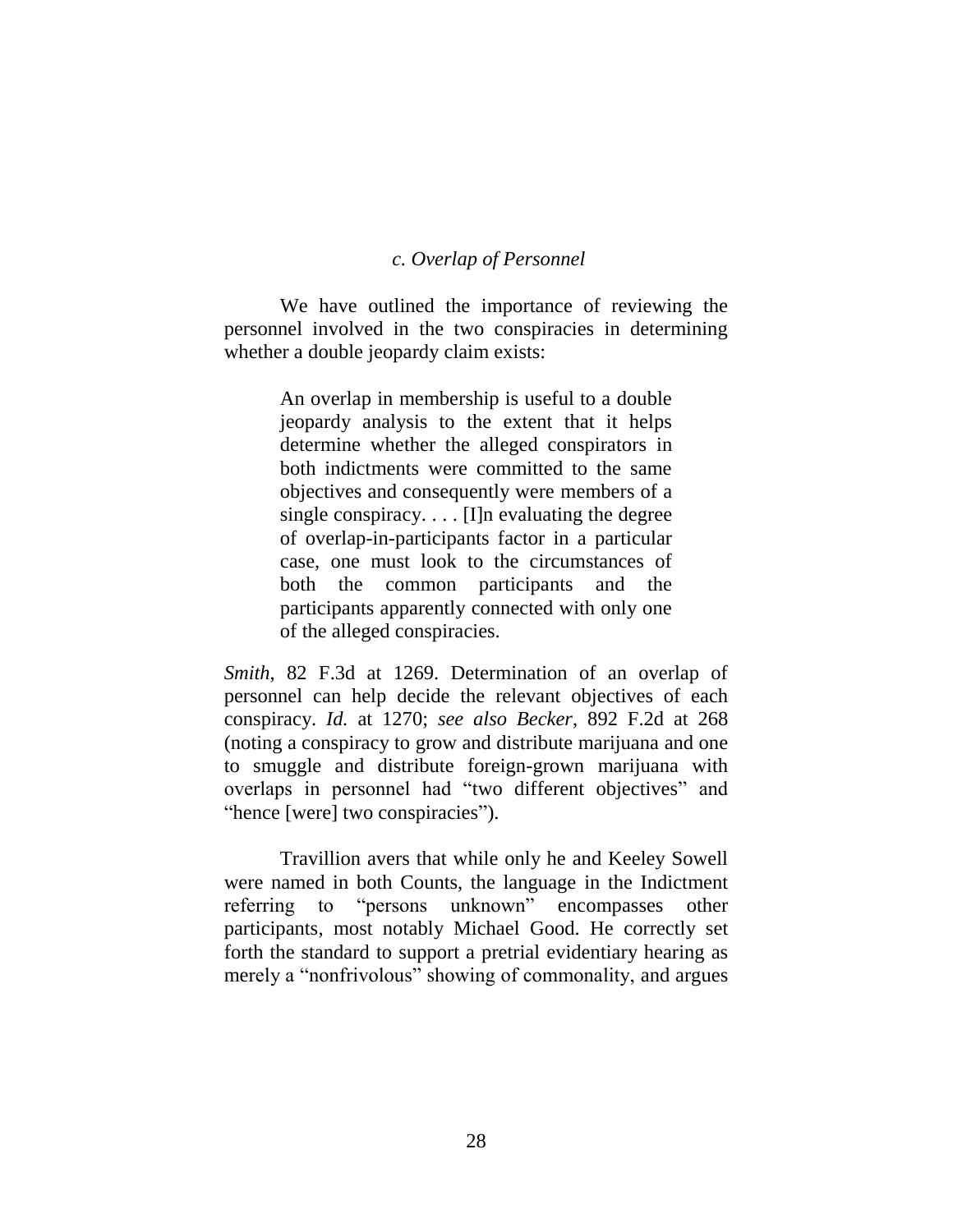### *c. Overlap of Personnel*

We have outlined the importance of reviewing the personnel involved in the two conspiracies in determining whether a double jeopardy claim exists:

> An overlap in membership is useful to a double jeopardy analysis to the extent that it helps determine whether the alleged conspirators in both indictments were committed to the same objectives and consequently were members of a single conspiracy. . . . [I]n evaluating the degree of overlap-in-participants factor in a particular case, one must look to the circumstances of both the common participants and the participants apparently connected with only one of the alleged conspiracies.

*Smith*, 82 F.3d at 1269. Determination of an overlap of personnel can help decide the relevant objectives of each conspiracy. *Id.* at 1270; *see also Becker*, 892 F.2d at 268 (noting a conspiracy to grow and distribute marijuana and one to smuggle and distribute foreign-grown marijuana with overlaps in personnel had "two different objectives" and "hence [were] two conspiracies").

Travillion avers that while only he and Keeley Sowell were named in both Counts, the language in the Indictment referring to "persons unknown" encompasses other participants, most notably Michael Good. He correctly set forth the standard to support a pretrial evidentiary hearing as merely a "nonfrivolous" showing of commonality, and argues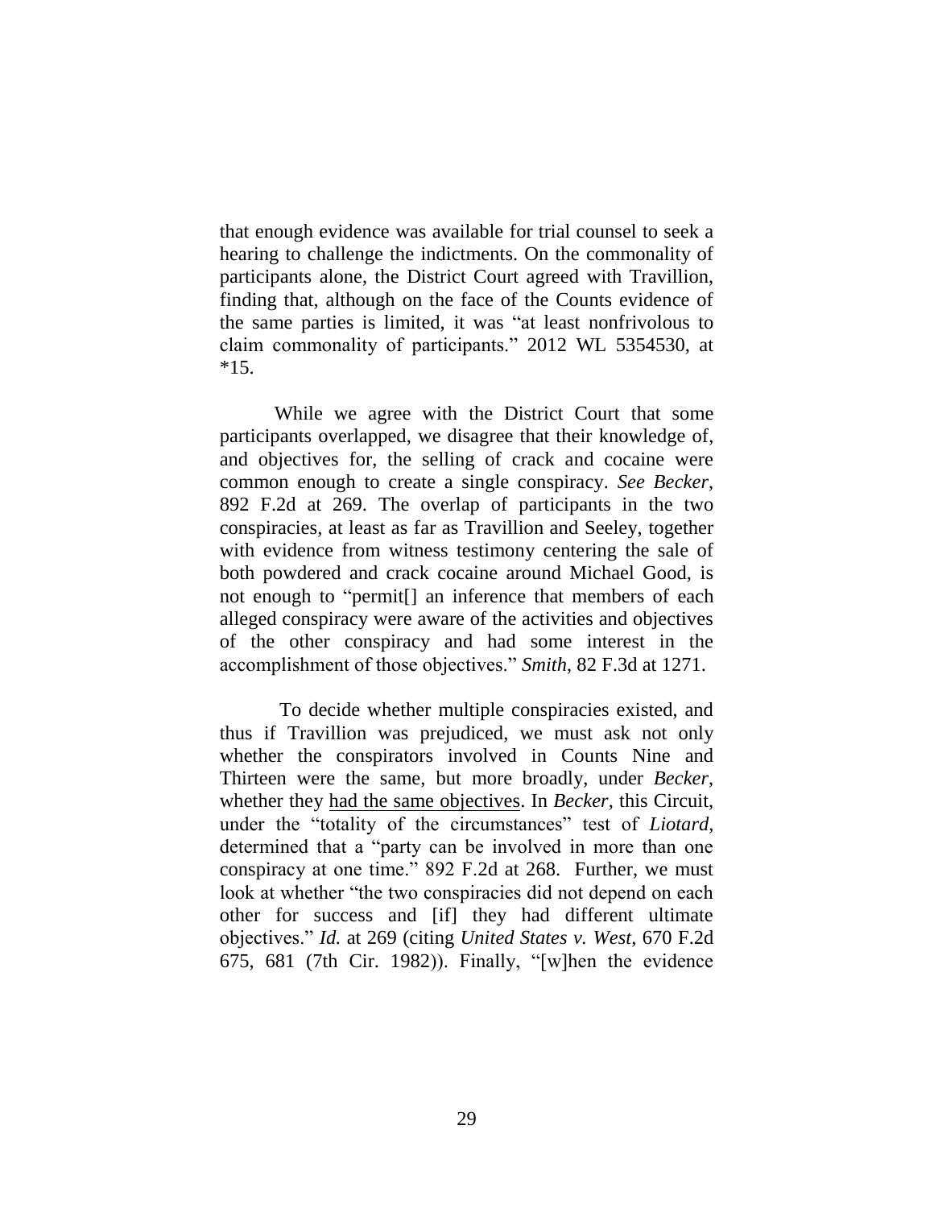that enough evidence was available for trial counsel to seek a hearing to challenge the indictments. On the commonality of participants alone, the District Court agreed with Travillion, finding that, although on the face of the Counts evidence of the same parties is limited, it was "at least nonfrivolous to claim commonality of participants." 2012 WL 5354530, at *15.

While we agree with the District Court that some participants overlapped, we disagree that their knowledge of, and objectives for, the selling of crack and cocaine were common enough to create a single conspiracy. *See Becker*, 892 F.2d at 269. The overlap of participants in the two conspiracies, at least as far as Travillion and Seeley, together with evidence from witness testimony centering the sale of both powdered and crack cocaine around Michael Good, is not enough to "permit[] an inference that members of each alleged conspiracy were aware of the activities and objectives of the other conspiracy and had some interest in the accomplishment of those objectives." *Smith*, 82 F.3d at 1271.

To decide whether multiple conspiracies existed, and thus if Travillion was prejudiced, we must ask not only whether the conspirators involved in Counts Nine and Thirteen were the same, but more broadly, under *Becker*, whether they <u>had the same objectives</u>. In *Becker*, this Circuit, under the "totality of the circumstances" test of *Liotard*, determined that a "party can be involved in more than one conspiracy at one time." 892 F.2d at 268. Further, we must look at whether "the two conspiracies did not depend on each other for success and [if] they had different ultimate objectives." *Id.* at 269 (citing *United States v. West*, 670 F.2d 675, 681 (7th Cir. 1982)). Finally, "[w]hen the evidence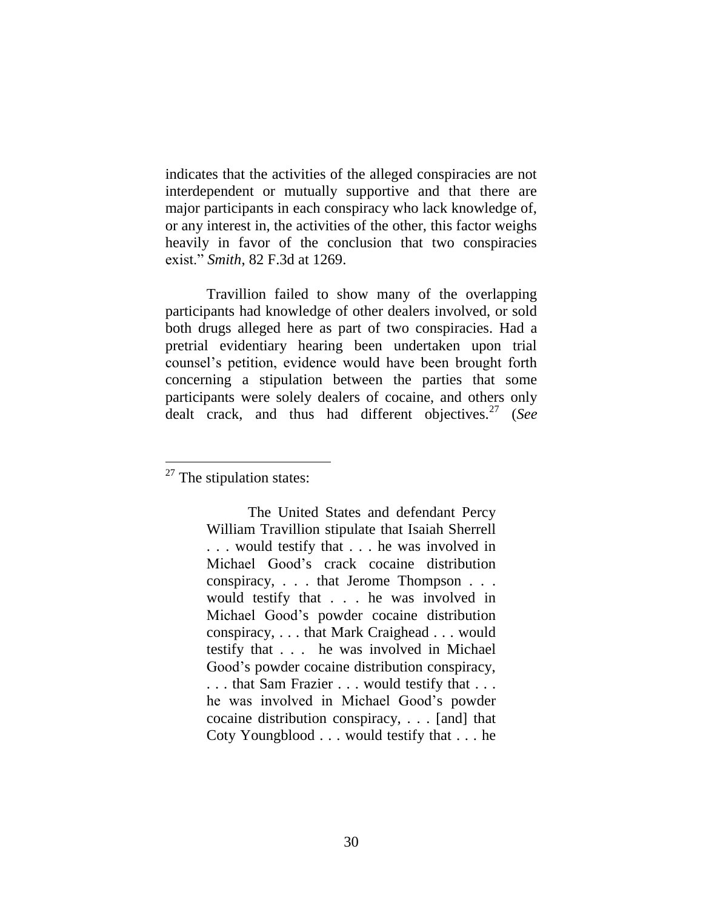indicates that the activities of the alleged conspiracies are not interdependent or mutually supportive and that there are major participants in each conspiracy who lack knowledge of, or any interest in, the activities of the other, this factor weighs heavily in favor of the conclusion that two conspiracies exist." *Smith*, 82 F.3d at 1269.

Travillion failed to show many of the overlapping participants had knowledge of other dealers involved, or sold both drugs alleged here as part of two conspiracies. Had a pretrial evidentiary hearing been undertaken upon trial counsel's petition, evidence would have been brought forth concerning a stipulation between the parties that some participants were solely dealers of cocaine, and others only dealt crack, and thus had different objectives.[27] (*See*

---

[27] The stipulation states:

> The United States and defendant Percy William Travillion stipulate that Isaiah Sherrell . . . would testify that . . . he was involved in Michael Good's crack cocaine distribution conspiracy, . . . that Jerome Thompson . . . would testify that . . . he was involved in Michael Good's powder cocaine distribution conspiracy, . . . that Mark Craighead . . . would testify that . . . he was involved in Michael Good's powder cocaine distribution conspiracy, . . . that Sam Frazier . . . would testify that . . . he was involved in Michael Good's powder cocaine distribution conspiracy, . . . [and] that Coty Youngblood . . . would testify that . . . he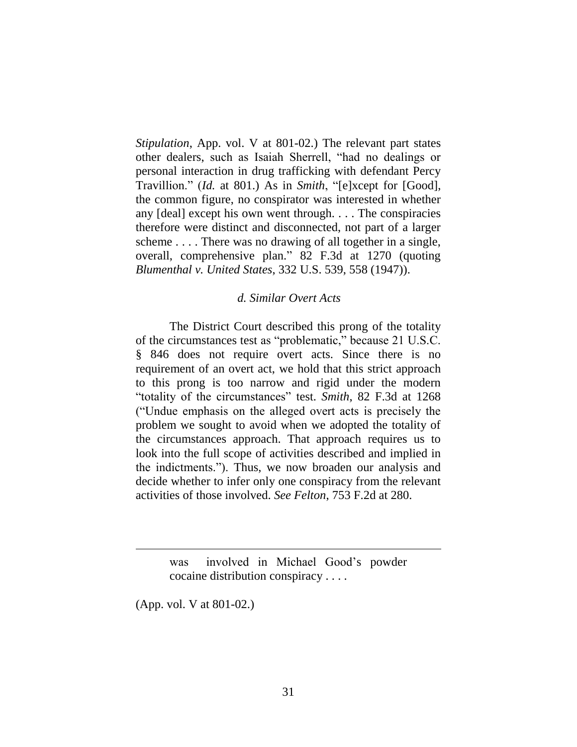*Stipulation*, App. vol. V at 801-02.) The relevant part states other dealers, such as Isaiah Sherrell, "had no dealings or personal interaction in drug trafficking with defendant Percy Travillion." (*Id.* at 801.) As in *Smith*, "[e]xcept for [Good], the common figure, no conspirator was interested in whether any [deal] except his own went through. . . . The conspiracies therefore were distinct and disconnected, not part of a larger scheme . . . . There was no drawing of all together in a single, overall, comprehensive plan." 82 F.3d at 1270 (quoting *Blumenthal v. United States*, 332 U.S. 539, 558 (1947)).

### *d. Similar Overt Acts*

The District Court described this prong of the totality of the circumstances test as "problematic," because 21 U.S.C. § 846 does not require overt acts. Since there is no requirement of an overt act, we hold that this strict approach to this prong is too narrow and rigid under the modern "totality of the circumstances" test. *Smith*, 82 F.3d at 1268 ("Undue emphasis on the alleged overt acts is precisely the problem we sought to avoid when we adopted the totality of the circumstances approach. That approach requires us to look into the full scope of activities described and implied in the indictments."). Thus, we now broaden our analysis and decide whether to infer only one conspiracy from the relevant activities of those involved. *See Felton*, 753 F.2d at 280.

---

> was involved in Michael Good's powder cocaine distribution conspiracy . . . .

(App. vol. V at 801-02.)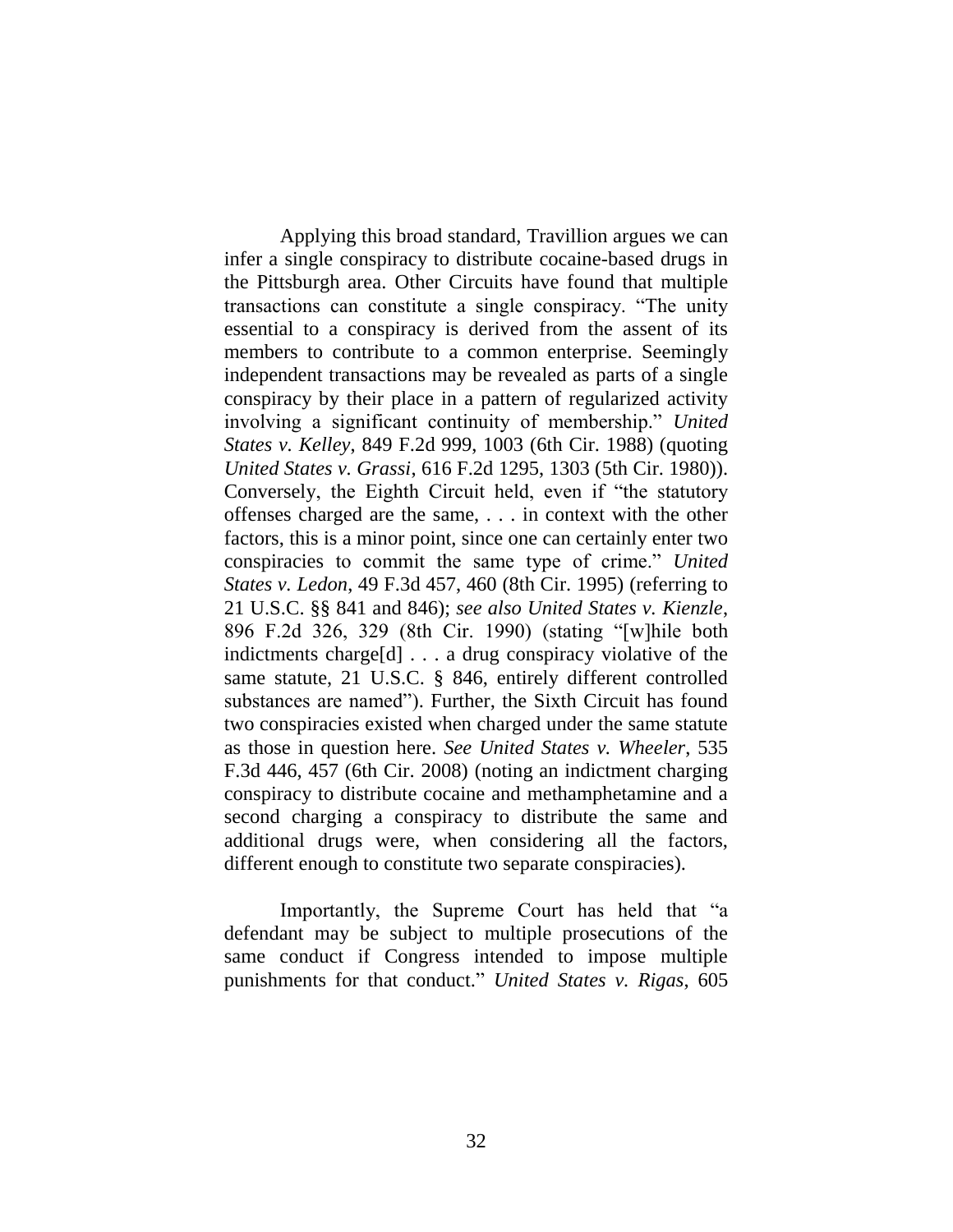Applying this broad standard, Travillion argues we can infer a single conspiracy to distribute cocaine-based drugs in the Pittsburgh area. Other Circuits have found that multiple transactions can constitute a single conspiracy. "The unity essential to a conspiracy is derived from the assent of its members to contribute to a common enterprise. Seemingly independent transactions may be revealed as parts of a single conspiracy by their place in a pattern of regularized activity involving a significant continuity of membership." *United States v. Kelley*, 849 F.2d 999, 1003 (6th Cir. 1988) (quoting *United States v. Grassi*, 616 F.2d 1295, 1303 (5th Cir. 1980)). Conversely, the Eighth Circuit held, even if "the statutory offenses charged are the same, . . . in context with the other factors, this is a minor point, since one can certainly enter two conspiracies to commit the same type of crime." *United States v. Ledon*, 49 F.3d 457, 460 (8th Cir. 1995) (referring to 21 U.S.C. §§ 841 and 846); *see also United States v. Kienzle*, 896 F.2d 326, 329 (8th Cir. 1990) (stating "[w]hile both indictments charge[d] . . . a drug conspiracy violative of the same statute, 21 U.S.C. § 846, entirely different controlled substances are named"). Further, the Sixth Circuit has found two conspiracies existed when charged under the same statute as those in question here. *See United States v. Wheeler*, 535 F.3d 446, 457 (6th Cir. 2008) (noting an indictment charging conspiracy to distribute cocaine and methamphetamine and a second charging a conspiracy to distribute the same and additional drugs were, when considering all the factors, different enough to constitute two separate conspiracies).

Importantly, the Supreme Court has held that "a defendant may be subject to multiple prosecutions of the same conduct if Congress intended to impose multiple punishments for that conduct." *United States v. Rigas*, 605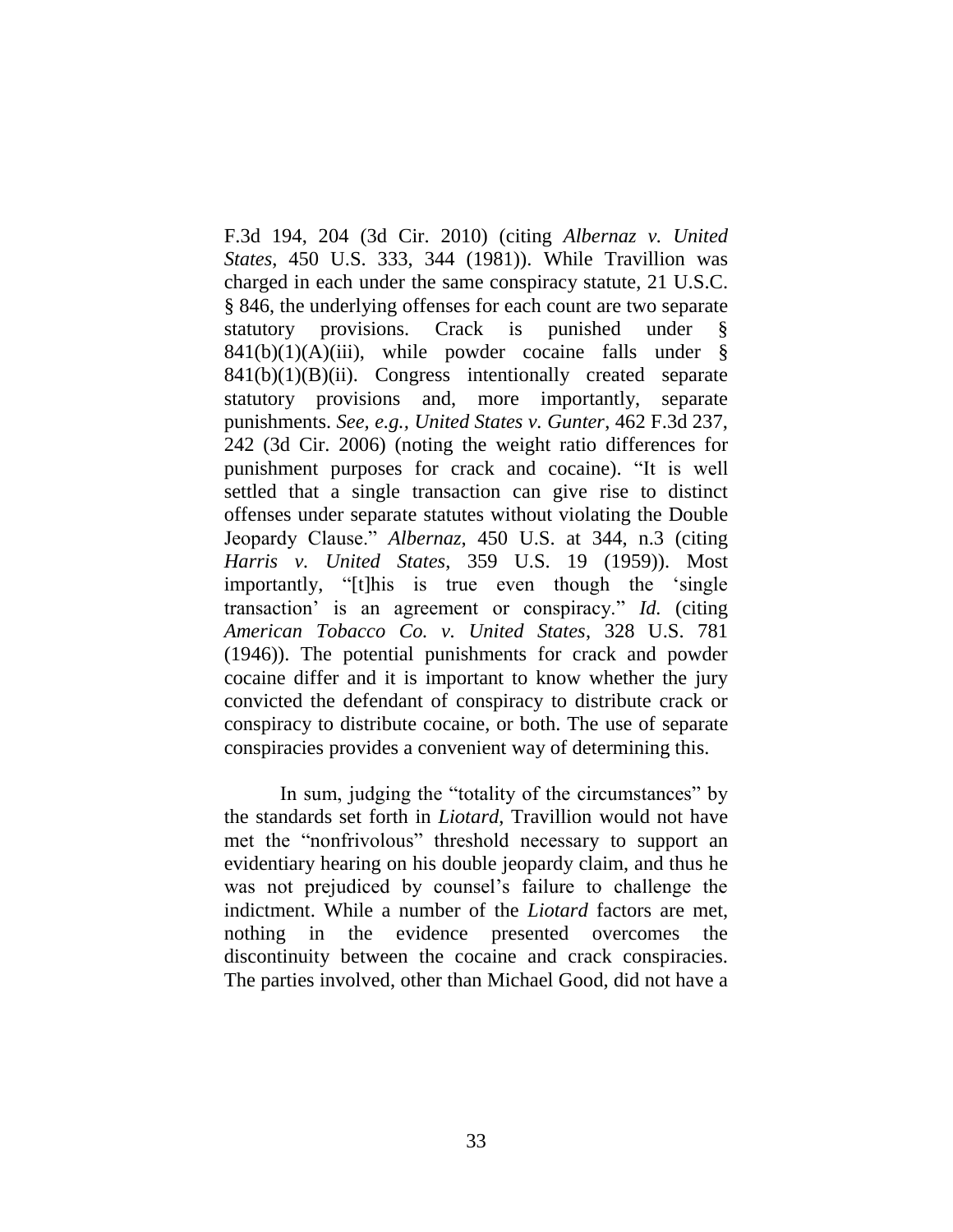F.3d 194, 204 (3d Cir. 2010) (citing *Albernaz v. United States*, 450 U.S. 333, 344 (1981)). While Travillion was charged in each under the same conspiracy statute, 21 U.S.C. § 846, the underlying offenses for each count are two separate statutory provisions. Crack is punished under § 841(b)(1)(A)(iii), while powder cocaine falls under § 841(b)(1)(B)(ii). Congress intentionally created separate statutory provisions and, more importantly, separate punishments. *See, e.g.*, *United States v. Gunter*, 462 F.3d 237, 242 (3d Cir. 2006) (noting the weight ratio differences for punishment purposes for crack and cocaine). "It is well settled that a single transaction can give rise to distinct offenses under separate statutes without violating the Double Jeopardy Clause." *Albernaz*, 450 U.S. at 344, n.3 (citing *Harris v. United States*, 359 U.S. 19 (1959)). Most importantly, "[t]his is true even though the 'single transaction' is an agreement or conspiracy." *Id.* (citing *American Tobacco Co. v. United States*, 328 U.S. 781 (1946)). The potential punishments for crack and powder cocaine differ and it is important to know whether the jury convicted the defendant of conspiracy to distribute crack or conspiracy to distribute cocaine, or both. The use of separate conspiracies provides a convenient way of determining this.

In sum, judging the "totality of the circumstances" by the standards set forth in *Liotard*, Travillion would not have met the "nonfrivolous" threshold necessary to support an evidentiary hearing on his double jeopardy claim, and thus he was not prejudiced by counsel's failure to challenge the indictment. While a number of the *Liotard* factors are met, nothing in the evidence presented overcomes the discontinuity between the cocaine and crack conspiracies. The parties involved, other than Michael Good, did not have a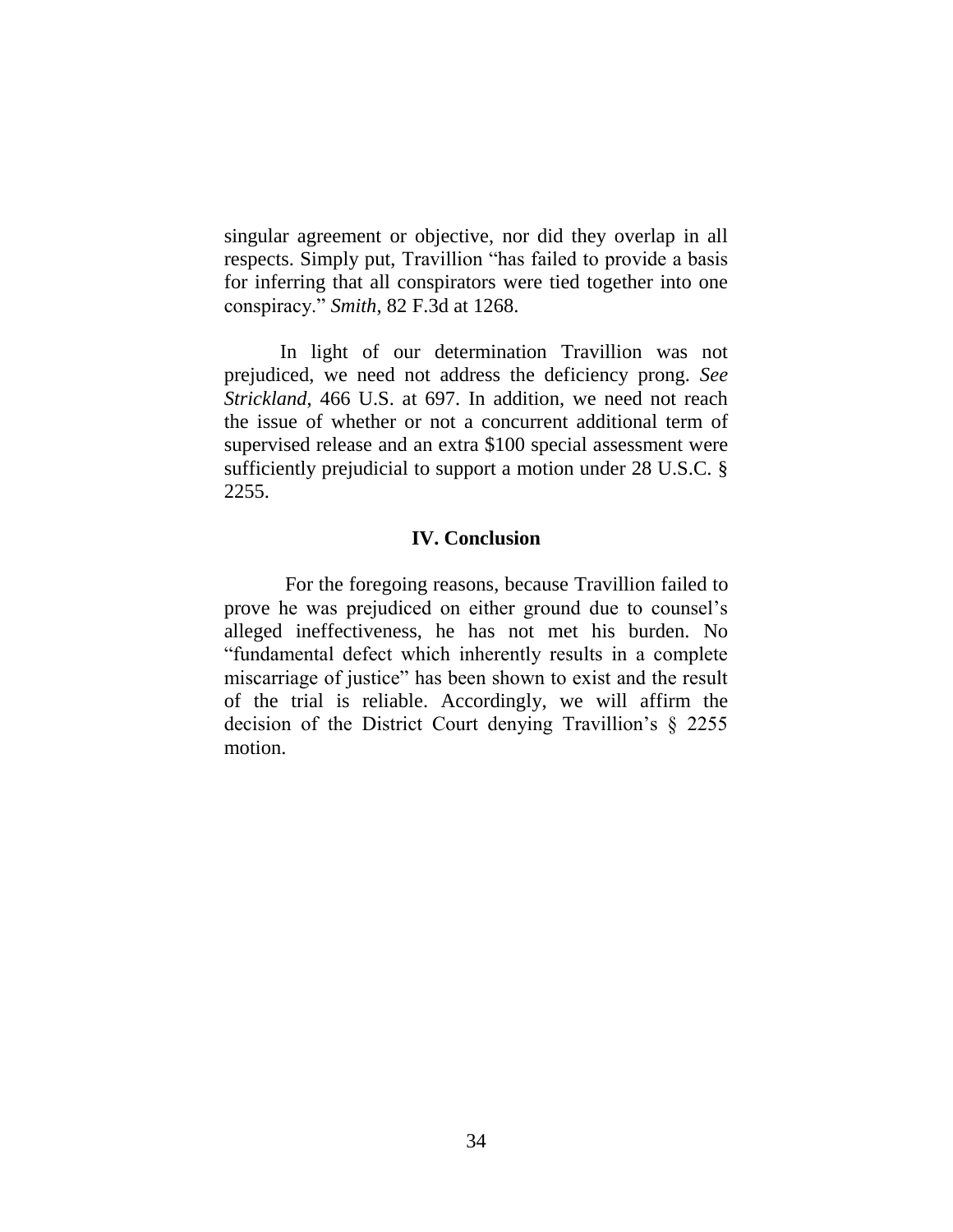singular agreement or objective, nor did they overlap in all respects. Simply put, Travillion "has failed to provide a basis for inferring that all conspirators were tied together into one conspiracy." *Smith*, 82 F.3d at 1268.

In light of our determination Travillion was not prejudiced, we need not address the deficiency prong. *See Strickland*, 466 U.S. at 697. In addition, we need not reach the issue of whether or not a concurrent additional term of supervised release and an extra $100 special assessment were sufficiently prejudicial to support a motion under 28 U.S.C. § 2255.

### IV. Conclusion

For the foregoing reasons, because Travillion failed to prove he was prejudiced on either ground due to counsel's alleged ineffectiveness, he has not met his burden. No "fundamental defect which inherently results in a complete miscarriage of justice" has been shown to exist and the result of the trial is reliable. Accordingly, we will affirm the decision of the District Court denying Travillion's § 2255 motion.